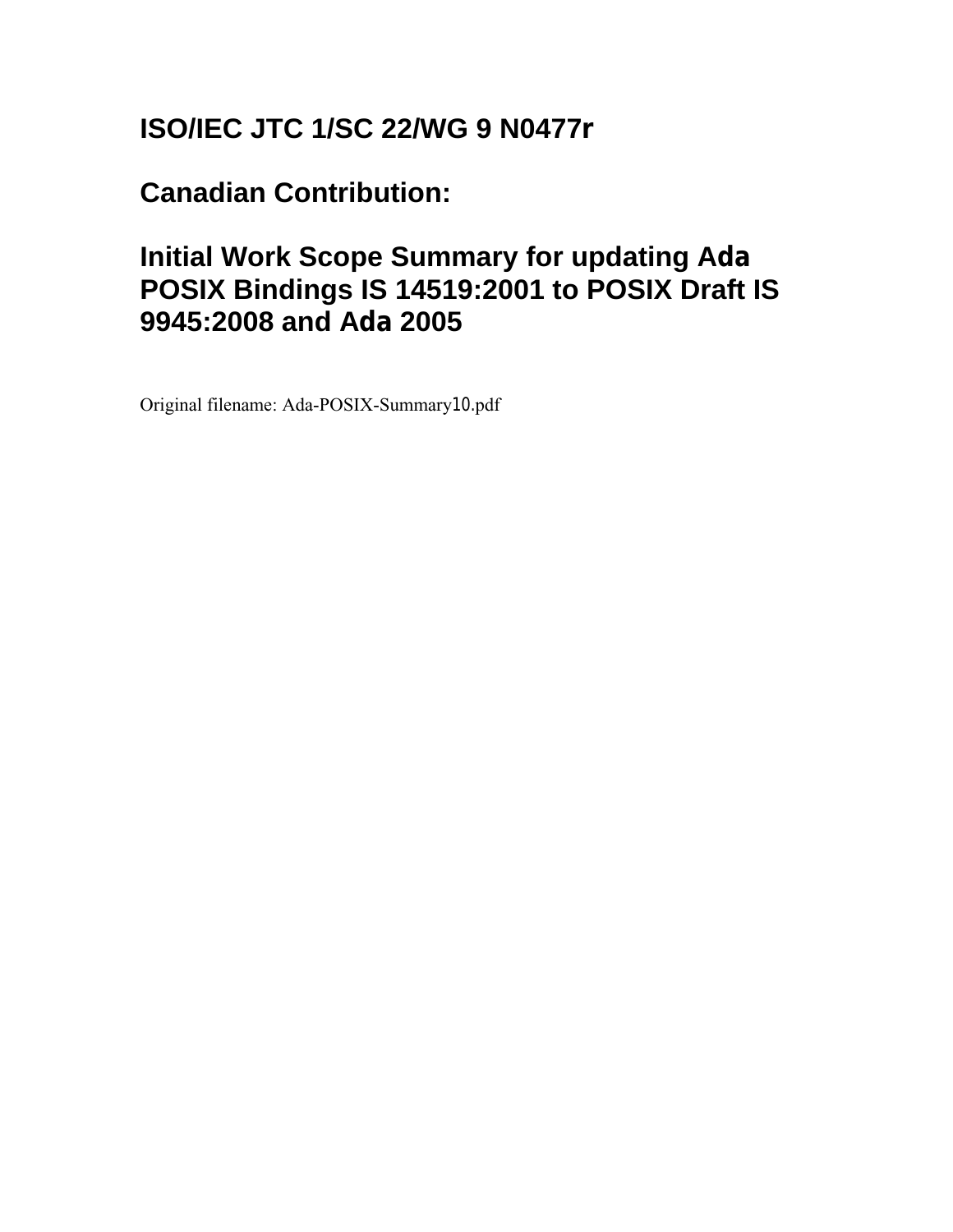# ISO/IEC JTC 1/SC 22/WG 9 N0477r

# Canadian Contribution:

# Initial Work Scope Summary for updating Ada POSIX Bindings IS 14519:2001 to POSIX Draft IS 9945:2008 and Ada 2005

Original filename: Ada-POSIX-Summary10.pdf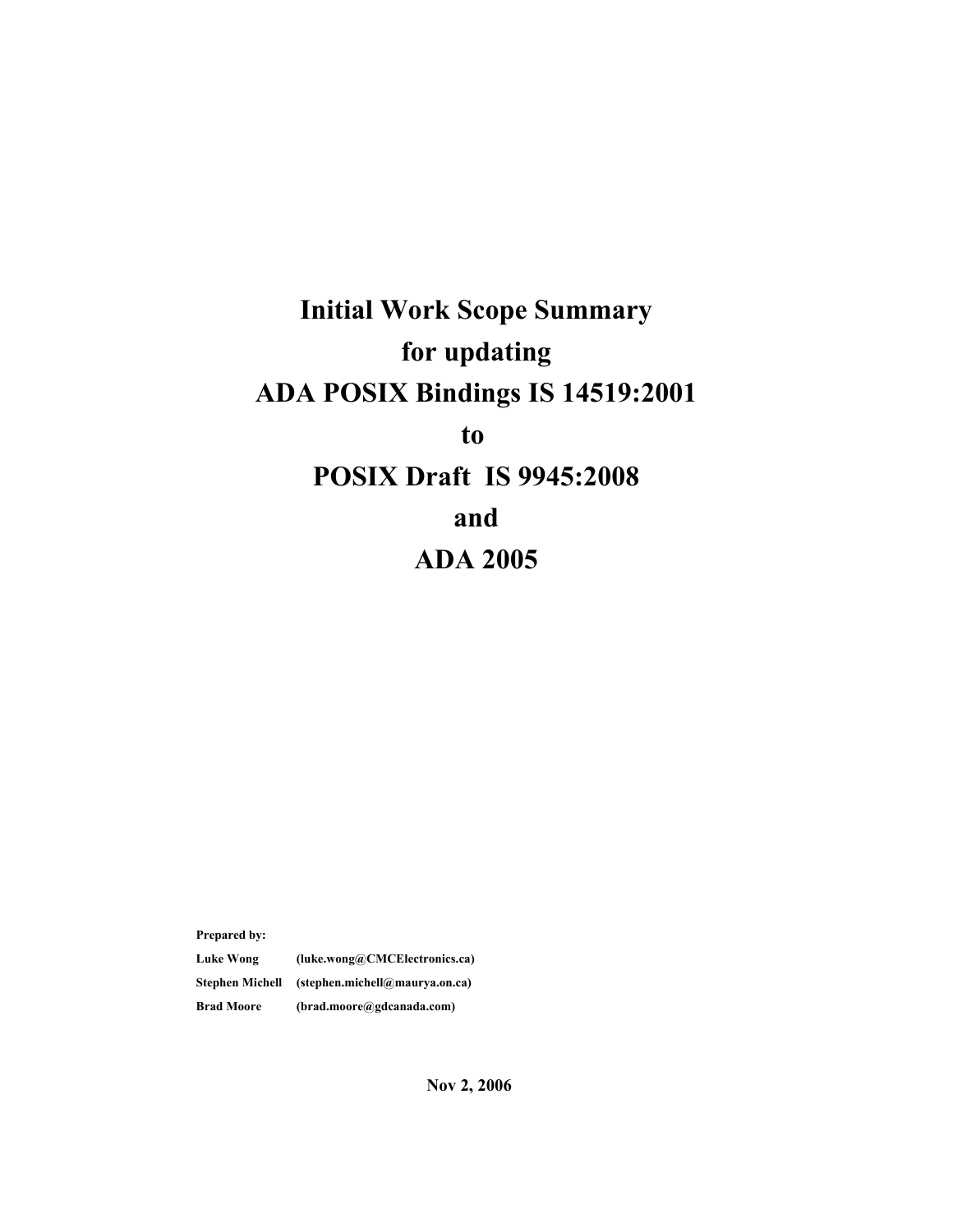# Initial Work Scope Summary for updating ADA POSIX Bindings IS 14519:2001 to POSIX Draft IS 9945:2008 and ADA 2005

**Prepared by:**

**Luke Wong** (luke.wong@CMCElectronics.ca)

**Stephen Michell** (stephen.michell@maurya.on.ca)

**Brad Moore** (brad.moore@gdcanada.com)

**Nov 2, 2006**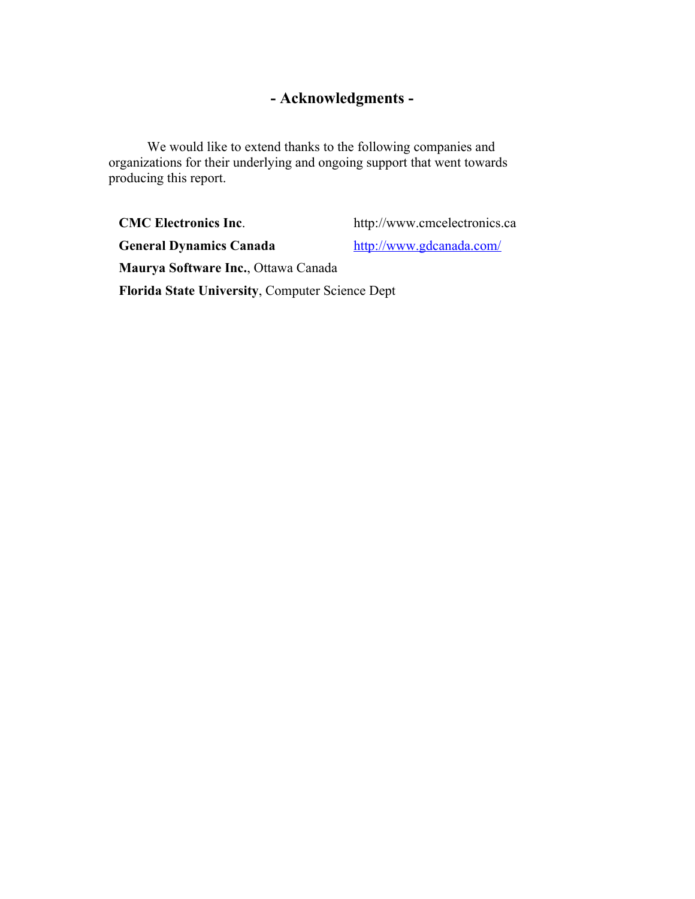# - Acknowledgments -

We would like to extend thanks to the following companies and organizations for their underlying and ongoing support that went towards producing this report.

| | |
|---|---|
| **CMC Electronics Inc**. | http://www.cmcelectronics.ca |
| **General Dynamics Canada** | http://www.gdcanada.com/ |

**Maurya Software Inc.**, Ottawa Canada

**Florida State University**, Computer Science Dept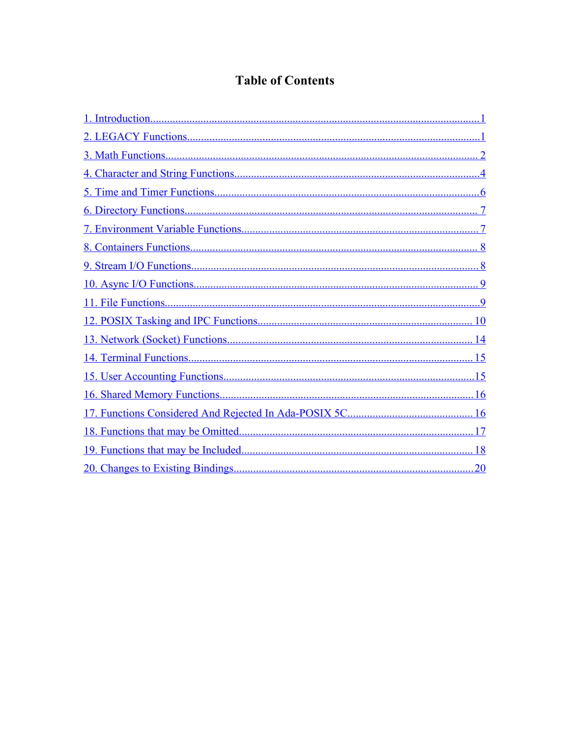# Table of Contents

1. Introduction.....1
2. LEGACY Functions.....1
3. Math Functions.....2
4. Character and String Functions.....4
5. Time and Timer Functions.....6
6. Directory Functions.....7
7. Environment Variable Functions.....7
8. Containers Functions.....8
9. Stream I/O Functions.....8
10. Async I/O Functions.....9
11. File Functions.....9
12. POSIX Tasking and IPC Functions.....10
13. Network (Socket) Functions.....14
14. Terminal Functions.....15
15. User Accounting Functions.....15
16. Shared Memory Functions.....16
17. Functions Considered And Rejected In Ada-POSIX 5C.....16
18. Functions that may be Omitted.....17
19. Functions that may be Included.....18
20. Changes to Existing Bindings.....20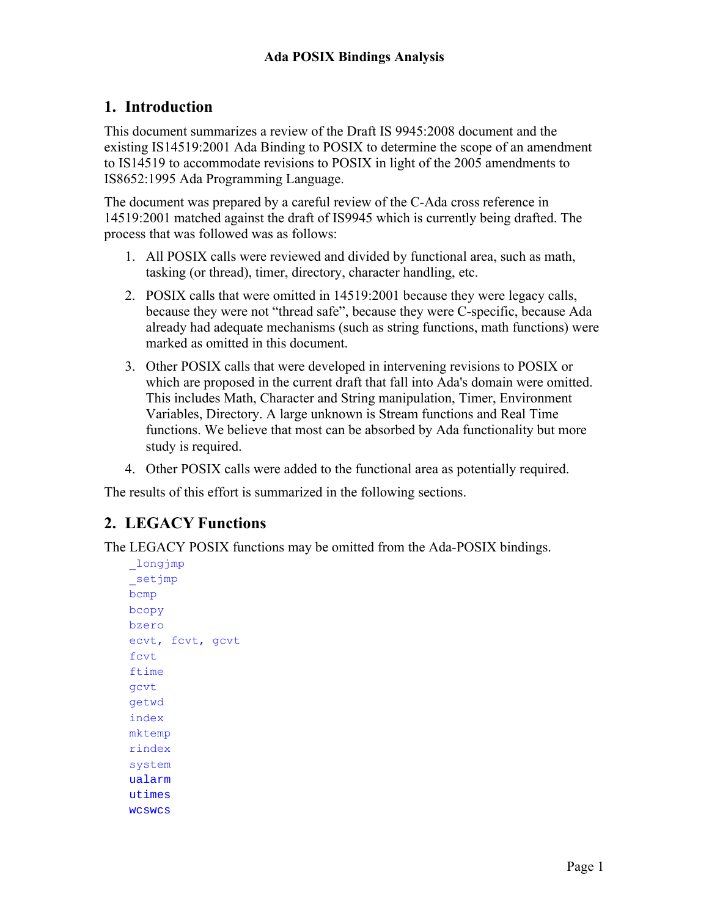# 1. Introduction

This document summarizes a review of the Draft IS 9945:2008 document and the existing IS14519:2001 Ada Binding to POSIX to determine the scope of an amendment to IS14519 to accommodate revisions to POSIX in light of the 2005 amendments to IS8652:1995 Ada Programming Language.

The document was prepared by a careful review of the C-Ada cross reference in 14519:2001 matched against the draft of IS9945 which is currently being drafted. The process that was followed was as follows:

1. All POSIX calls were reviewed and divided by functional area, such as math, tasking (or thread), timer, directory, character handling, etc.

2. POSIX calls that were omitted in 14519:2001 because they were legacy calls, because they were not "thread safe", because they were C-specific, because Ada already had adequate mechanisms (such as string functions, math functions) were marked as omitted in this document.

3. Other POSIX calls that were developed in intervening revisions to POSIX or which are proposed in the current draft that fall into Ada's domain were omitted. This includes Math, Character and String manipulation, Timer, Environment Variables, Directory. A large unknown is Stream functions and Real Time functions. We believe that most can be absorbed by Ada functionality but more study is required.

4. Other POSIX calls were added to the functional area as potentially required.

The results of this effort is summarized in the following sections.

# 2. LEGACY Functions

The LEGACY POSIX functions may be omitted from the Ada-POSIX bindings.

```
_longjmp
_setjmp
bcmp
bcopy
bzero
ecvt, fcvt, gcvt
fcvt
ftime
gcvt
getwd
index
mktemp
rindex
system
ualarm
utimes
wcswcs
```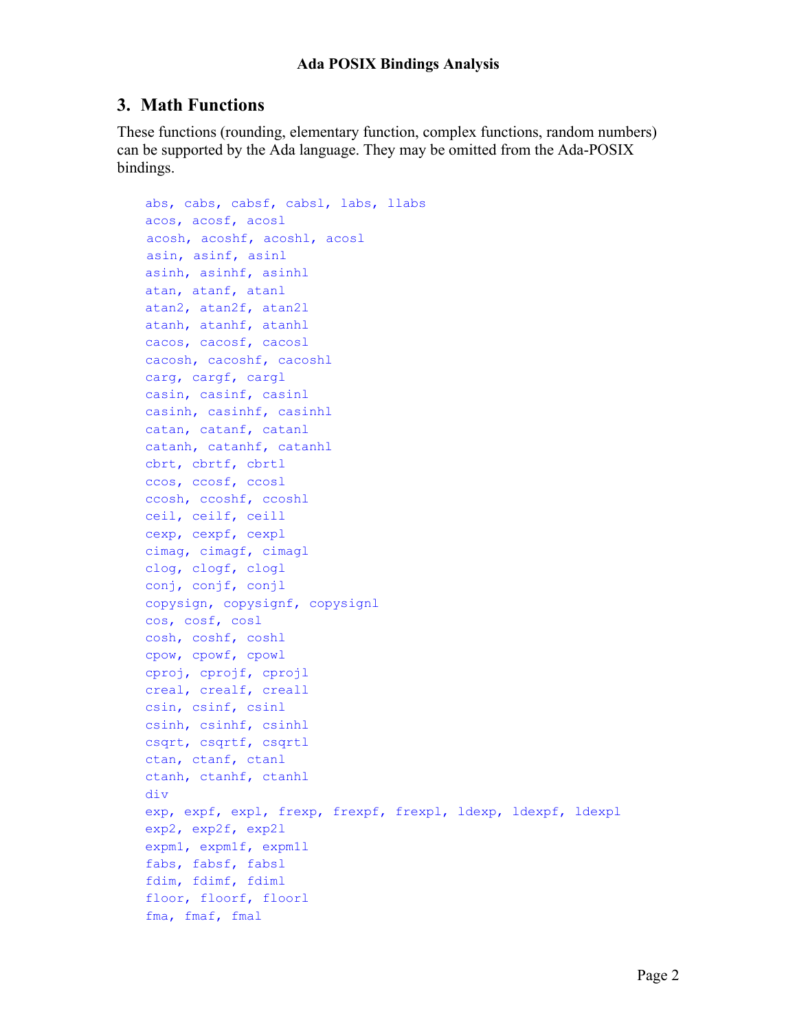## 3. Math Functions

These functions (rounding, elementary function, complex functions, random numbers) can be supported by the Ada language. They may be omitted from the Ada-POSIX bindings.

```
abs, cabs, cabsf, cabsl, labs, llabs
acos, acosf, acosl
acosh, acoshf, acoshl, acosl
asin, asinf, asinl
asinh, asinhf, asinhl
atan, atanf, atanl
atan2, atan2f, atan2l
atanh, atanhf, atanhl
cacos, cacosf, cacosl
cacosh, cacoshf, cacoshl
carg, cargf, cargl
casin, casinf, casinl
casinh, casinhf, casinhl
catan, catanf, catanl
catanh, catanhf, catanhl
cbrt, cbrtf, cbrtl
ccos, ccosf, ccosl
ccosh, ccoshf, ccoshl
ceil, ceilf, ceill
cexp, cexpf, cexpl
cimag, cimagf, cimagl
clog, clogf, clogl
conj, conjf, conjl
copysign, copysignf, copysignl
cos, cosf, cosl
cosh, coshf, coshl
cpow, cpowf, cpowl
cproj, cprojf, cprojl
creal, crealf, creall
csin, csinf, csinl
csinh, csinhf, csinhl
csqrt, csqrtf, csqrtl
ctan, ctanf, ctanl
ctanh, ctanhf, ctanhl
div
exp, expf, expl, frexp, frexpf, frexpl, ldexp, ldexpf, ldexpl
exp2, exp2f, exp2l
expm1, expm1f, expm1l
fabs, fabsf, fabsl
fdim, fdimf, fdiml
floor, floorf, floorl
fma, fmaf, fmal
```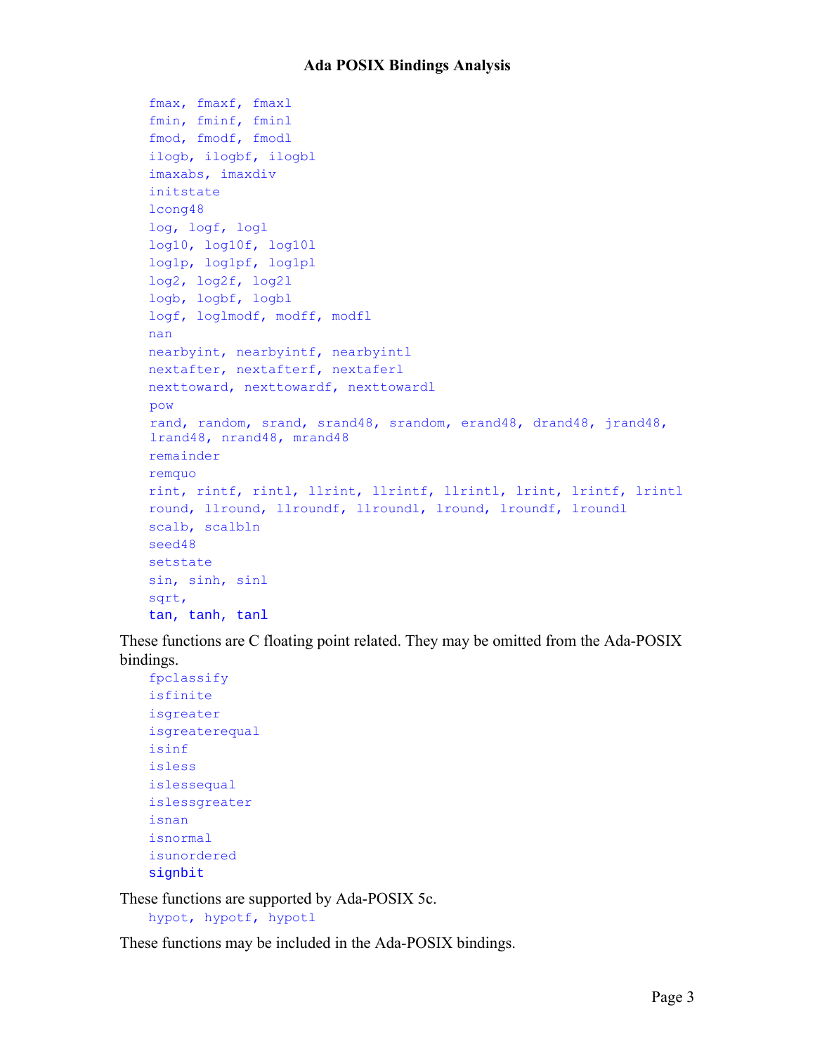fmax, fmaxf, fmaxl
fmin, fminf, fminl
fmod, fmodf, fmodl
ilogb, ilogbf, ilogbl
imaxabs, imaxdiv
initstate
lcong48
log, logf, logl
log10, log10f, log10l
log1p, log1pf, log1pl
log2, log2f, log2l
logb, logbf, logbl
logf, loglmodf, modff, modfl
nan
nearbyint, nearbyintf, nearbyintl
nextafter, nextafterf, nextaferl
nexttoward, nexttowardf, nexttowardl
pow
rand, random, srand, srand48, srandom, erand48, drand48, jrand48, lrand48, nrand48, mrand48
remainder
remquo
rint, rintf, rintl, llrint, llrintf, llrintl, lrint, lrintf, lrintl
round, llround, llroundf, llroundl, lround, lroundf, lroundl
scalb, scalbln
seed48
setstate
sin, sinh, sinl
sqrt,
tan, tanh, tanl

These functions are C floating point related. They may be omitted from the Ada-POSIX bindings.

fpclassify
isfinite
isgreater
isgreaterequal
isinf
isless
islessequal
islessgreater
isnan
isnormal
isunordered
signbit

These functions are supported by Ada-POSIX 5c.

hypot, hypotf, hypotl

These functions may be included in the Ada-POSIX bindings.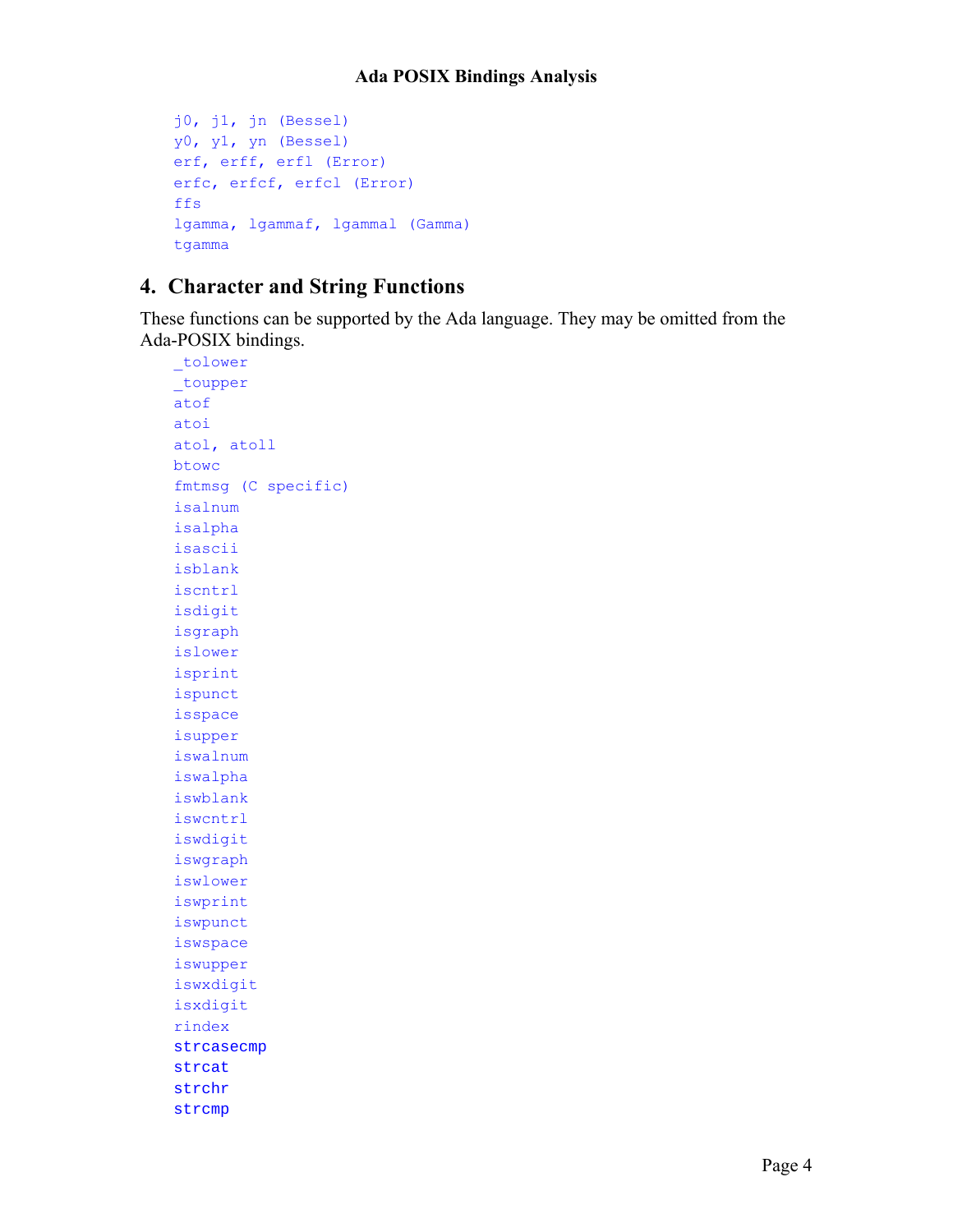```
j0, j1, jn (Bessel)
y0, y1, yn (Bessel)
erf, erff, erfl (Error)
erfc, erfcf, erfcl (Error)
ffs
lgamma, lgammaf, lgammal (Gamma)
tgamma
```

## 4. Character and String Functions

These functions can be supported by the Ada language. They may be omitted from the Ada-POSIX bindings.

```
_tolower
_toupper
atof
atoi
atol, atoll
btowc
fmtmsg (C specific)
isalnum
isalpha
isascii
isblank
iscntrl
isdigit
isgraph
islower
isprint
ispunct
isspace
isupper
iswalnum
iswalpha
iswblank
iswcntrl
iswdigit
iswgraph
iswlower
iswprint
iswpunct
iswspace
iswupper
iswxdigit
isxdigit
rindex
strcasecmp
strcat
strchr
strcmp
```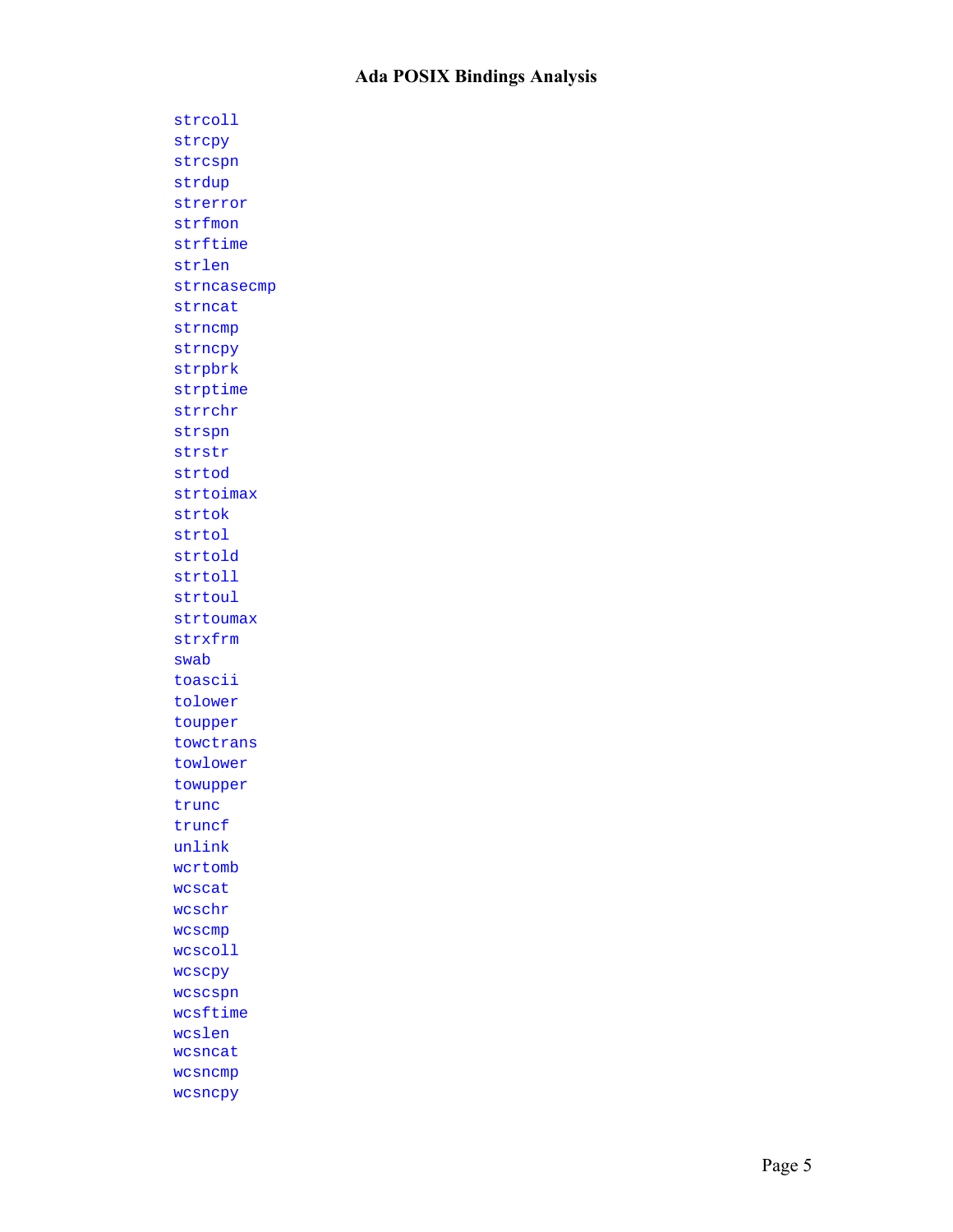strcoll
strcpy
strcspn
strdup
strerror
strfmon
strftime
strlen
strncasecmp
strncat
strncmp
strncpy
strpbrk
strptime
strrchr
strspn
strstr
strtod
strtoimax
strtok
strtol
strtold
strtoll
strtoul
strtoumax
strxfrm
swab
toascii
tolower
toupper
towctrans
towlower
towupper
trunc
truncf
unlink
wcrtomb
wcscat
wcschr
wcscmp
wcscoll
wcscpy
wcscspn
wcsftime
wcslen
wcsncat
wcsncmp
wcsncpy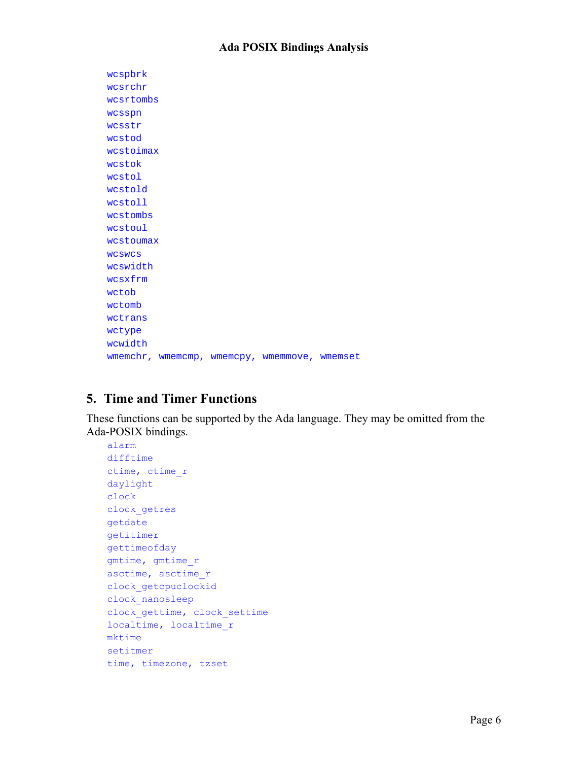```
wcspbrk
wcsrchr
wcsrtombs
wcsspn
wcsstr
wcstod
wcstoimax
wcstok
wcstol
wcstold
wcstoll
wcstombs
wcstoul
wcstoumax
wcswcs
wcswidth
wcsxfrm
wctob
wctomb
wctrans
wctype
wcwidth
wmemchr, wmemcmp, wmemcpy, wmemmove, wmemset
```

## 5. Time and Timer Functions

These functions can be supported by the Ada language. They may be omitted from the Ada-POSIX bindings.

```
alarm
difftime
ctime, ctime_r
daylight
clock
clock_getres
getdate
getitimer
gettimeofday
gmtime, gmtime_r
asctime, asctime_r
clock_getcpuclockid
clock_nanosleep
clock_gettime, clock_settime
localtime, localtime_r
mktime
setitmer
time, timezone, tzset
```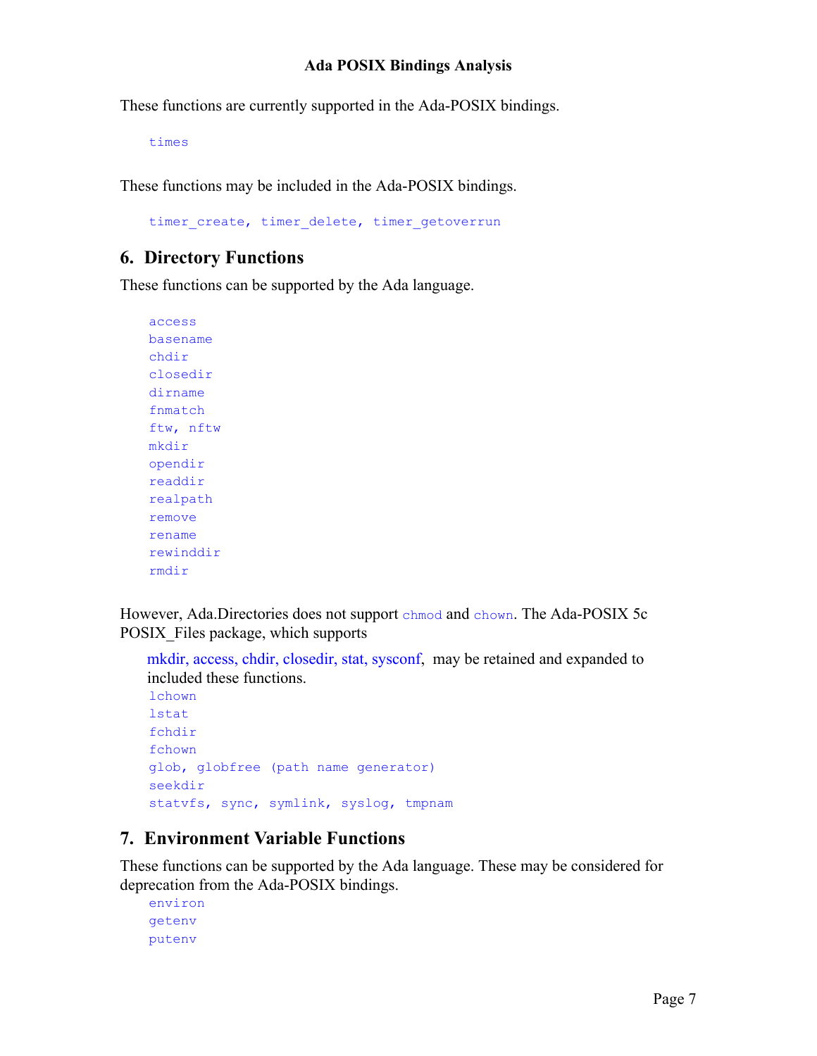These functions are currently supported in the Ada-POSIX bindings.

```
times
```

These functions may be included in the Ada-POSIX bindings.

```
timer_create, timer_delete, timer_getoverrun
```

## 6. Directory Functions

These functions can be supported by the Ada language.

```
access
basename
chdir
closedir
dirname
fnmatch
ftw, nftw
mkdir
opendir
readdir
realpath
remove
rename
rewinddir
rmdir
```

However, Ada.Directories does not support `chmod` and `chown`. The Ada-POSIX 5c POSIX_Files package, which supports

mkdir, access, chdir, closedir, stat, sysconf, may be retained and expanded to included these functions.

```
lchown
lstat
fchdir
fchown
glob, globfree (path name generator)
seekdir
statvfs, sync, symlink, syslog, tmpnam
```

## 7. Environment Variable Functions

These functions can be supported by the Ada language. These may be considered for deprecation from the Ada-POSIX bindings.

```
environ
getenv
putenv
```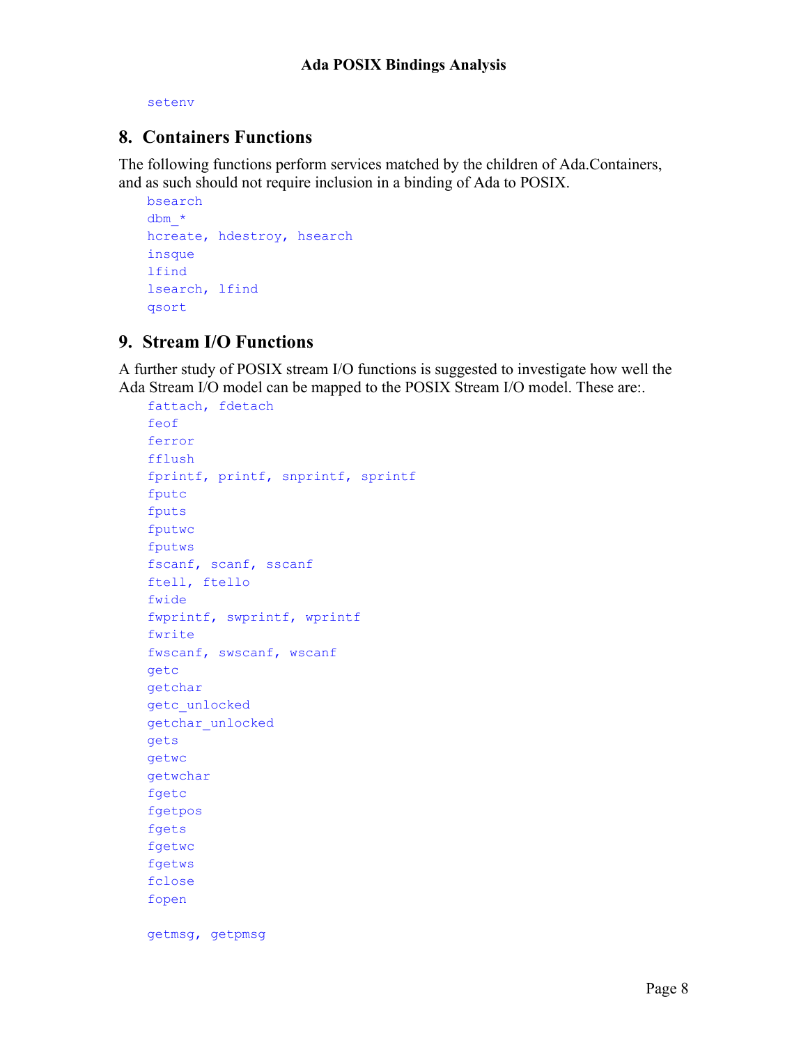setenv

## 8. Containers Functions

The following functions perform services matched by the children of Ada.Containers, and as such should not require inclusion in a binding of Ada to POSIX.

```
bsearch
dbm_*
hcreate, hdestroy, hsearch
insque
lfind
lsearch, lfind
qsort
```

## 9. Stream I/O Functions

A further study of POSIX stream I/O functions is suggested to investigate how well the Ada Stream I/O model can be mapped to the POSIX Stream I/O model. These are:.

```
fattach, fdetach
feof
ferror
fflush
fprintf, printf, snprintf, sprintf
fputc
fputs
fputwc
fputws
fscanf, scanf, sscanf
ftell, ftello
fwide
fwprintf, swprintf, wprintf
fwrite
fwscanf, swscanf, wscanf
getc
getchar
getc_unlocked
getchar_unlocked
gets
getwc
getwchar
fgetc
fgetpos
fgets
fgetwc
fgetws
fclose
fopen

getmsg, getpmsg
```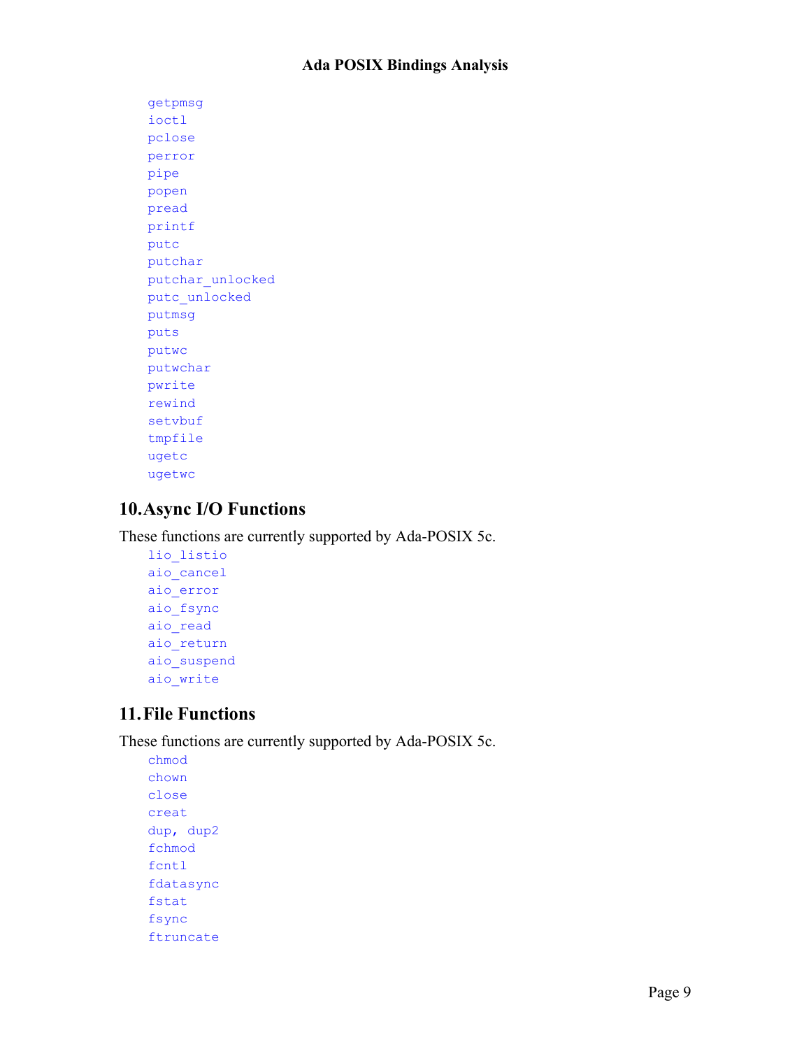getpmsg
ioctl
pclose
perror
pipe
popen
pread
printf
putc
putchar
putchar_unlocked
putc_unlocked
putmsg
puts
putwc
putwchar
pwrite
rewind
setvbuf
tmpfile
ugetc
ugetwc

## 10. Async I/O Functions

These functions are currently supported by Ada-POSIX 5c.

lio_listio
aio_cancel
aio_error
aio_fsync
aio_read
aio_return
aio_suspend
aio_write

## 11. File Functions

These functions are currently supported by Ada-POSIX 5c.

chmod
chown
close
creat
dup, dup2
fchmod
fcntl
fdatasync
fstat
fsync
ftruncate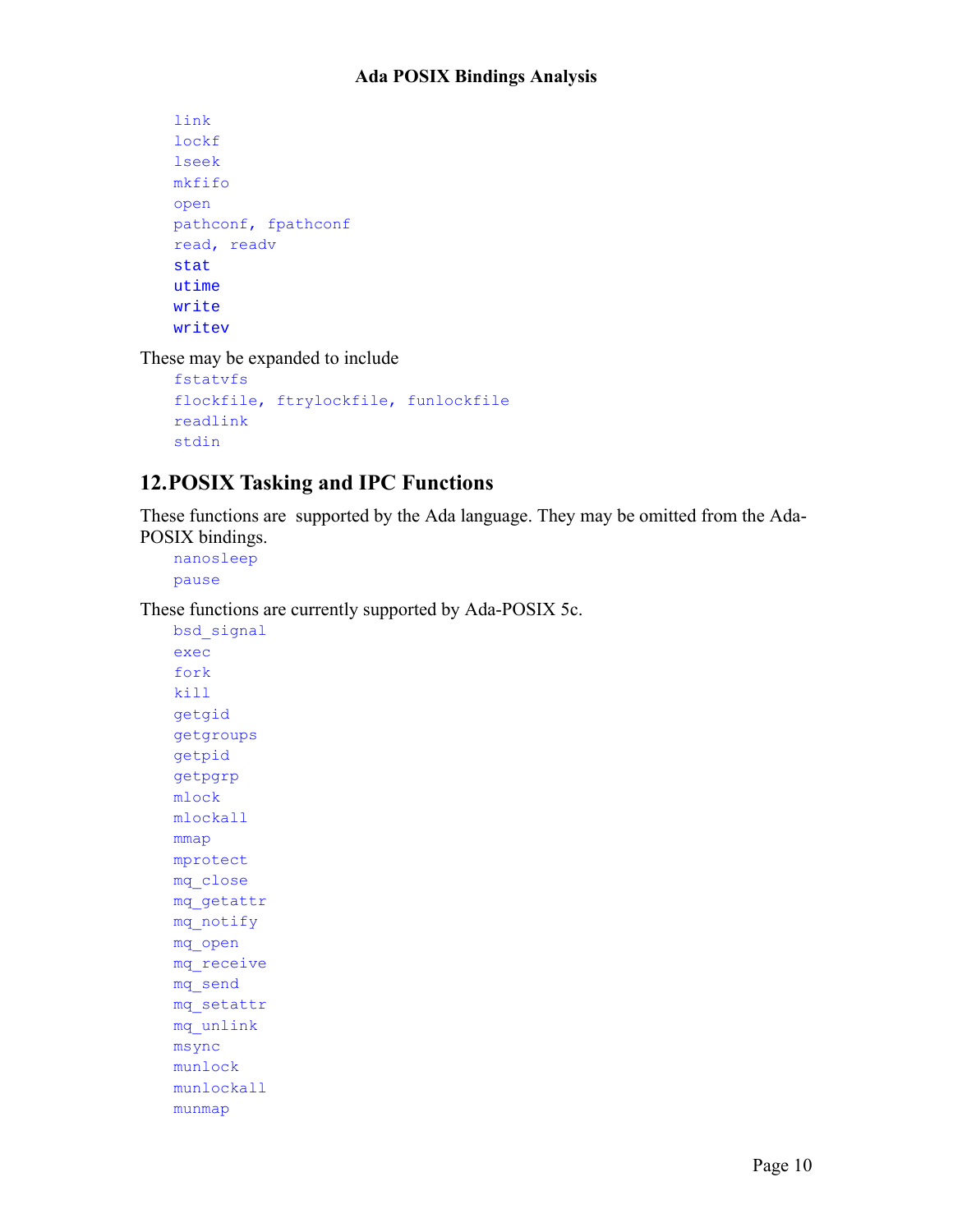```
link
lockf
lseek
mkfifo
open
pathconf, fpathconf
read, readv
stat
utime
write
writev
```

These may be expanded to include

```
fstatvfs
flockfile, ftrylockfile, funlockfile
readlink
stdin
```

## 12. POSIX Tasking and IPC Functions

These functions are supported by the Ada language. They may be omitted from the Ada-POSIX bindings.

```
nanosleep
pause
```

These functions are currently supported by Ada-POSIX 5c.

```
bsd_signal
exec
fork
kill
getgid
getgroups
getpid
getpgrp
mlock
mlockall
mmap
mprotect
mq_close
mq_getattr
mq_notify
mq_open
mq_receive
mq_send
mq_setattr
mq_unlink
msync
munlock
munlockall
munmap
```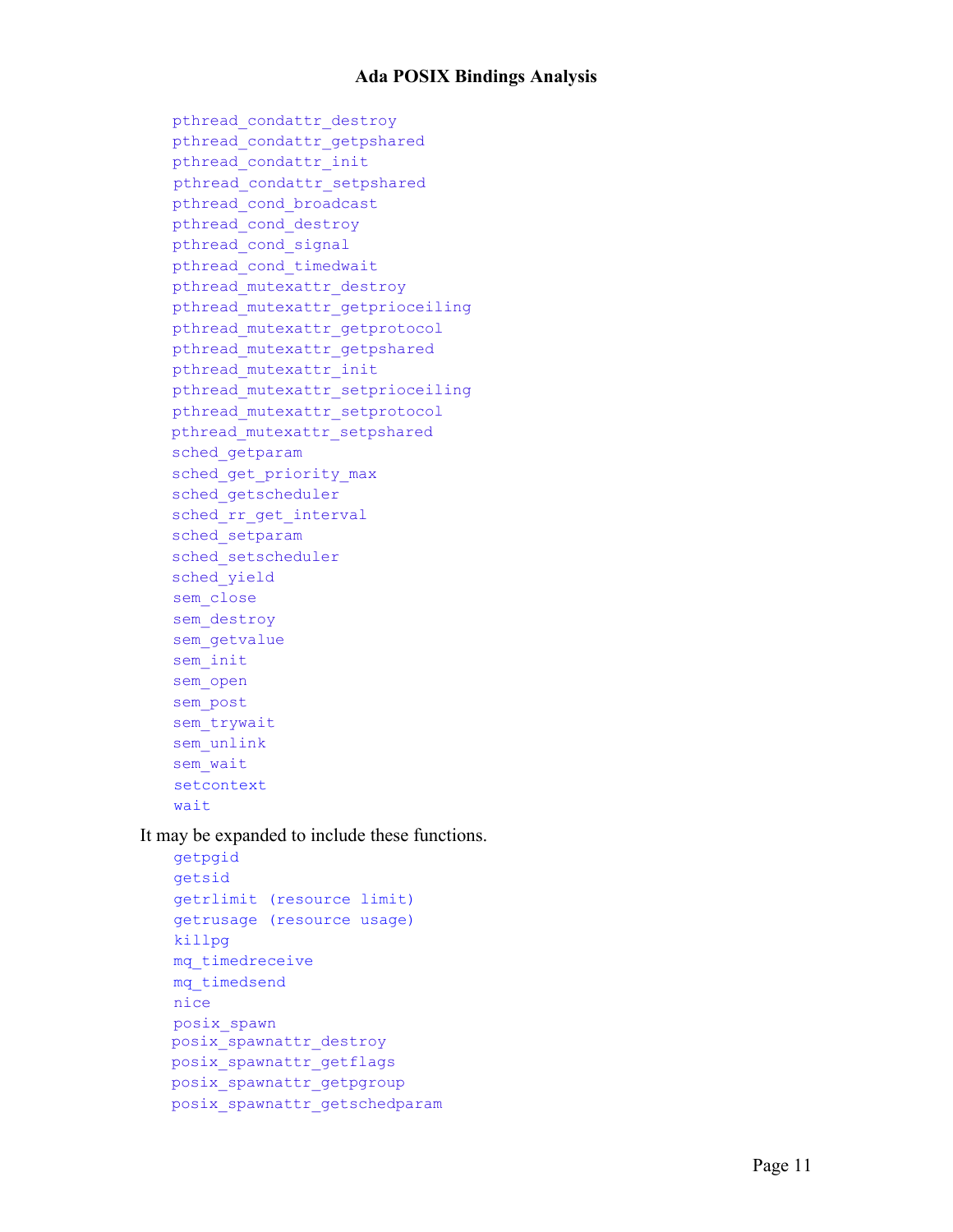```
pthread_condattr_destroy
pthread_condattr_getpshared
pthread_condattr_init
pthread_condattr_setpshared
pthread_cond_broadcast
pthread_cond_destroy
pthread_cond_signal
pthread_cond_timedwait
pthread_mutexattr_destroy
pthread_mutexattr_getprioceiling
pthread_mutexattr_getprotocol
pthread_mutexattr_getpshared
pthread_mutexattr_init
pthread_mutexattr_setprioceiling
pthread_mutexattr_setprotocol
pthread_mutexattr_setpshared
sched_getparam
sched_get_priority_max
sched_getscheduler
sched_rr_get_interval
sched_setparam
sched_setscheduler
sched_yield
sem_close
sem_destroy
sem_getvalue
sem_init
sem_open
sem_post
sem_trywait
sem_unlink
sem_wait
setcontext
wait
```

It may be expanded to include these functions.

```
getpgid
getsid
getrlimit (resource limit)
getrusage (resource usage)
killpg
mq_timedreceive
mq_timedsend
nice
posix_spawn
posix_spawnattr_destroy
posix_spawnattr_getflags
posix_spawnattr_getpgroup
posix_spawnattr_getschedparam
```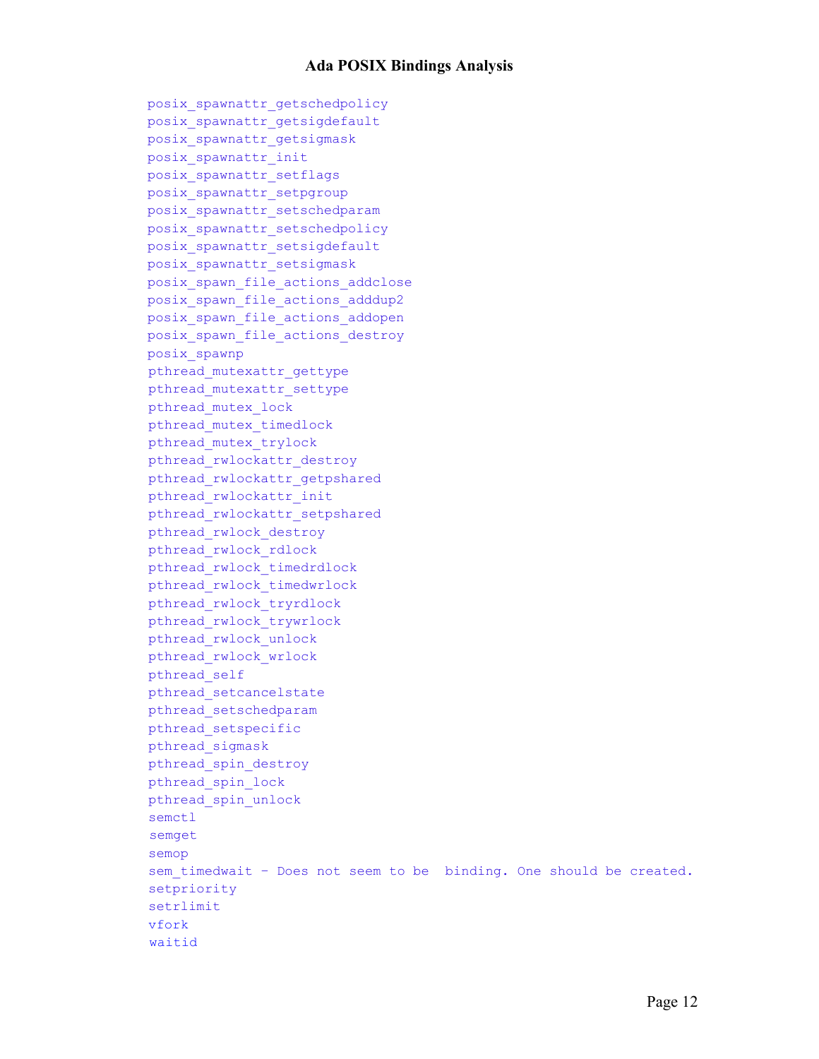posix_spawnattr_getschedpolicy
posix_spawnattr_getsigdefault
posix_spawnattr_getsigmask
posix_spawnattr_init
posix_spawnattr_setflags
posix_spawnattr_setpgroup
posix_spawnattr_setschedparam
posix_spawnattr_setschedpolicy
posix_spawnattr_setsigdefault
posix_spawnattr_setsigmask
posix_spawn_file_actions_addclose
posix_spawn_file_actions_adddup2
posix_spawn_file_actions_addopen
posix_spawn_file_actions_destroy
posix_spawnp
pthread_mutexattr_gettype
pthread_mutexattr_settype
pthread_mutex_lock
pthread_mutex_timedlock
pthread_mutex_trylock
pthread_rwlockattr_destroy
pthread_rwlockattr_getpshared
pthread_rwlockattr_init
pthread_rwlockattr_setpshared
pthread_rwlock_destroy
pthread_rwlock_rdlock
pthread_rwlock_timedrdlock
pthread_rwlock_timedwrlock
pthread_rwlock_tryrdlock
pthread_rwlock_trywrlock
pthread_rwlock_unlock
pthread_rwlock_wrlock
pthread_self
pthread_setcancelstate
pthread_setschedparam
pthread_setspecific
pthread_sigmask
pthread_spin_destroy
pthread_spin_lock
pthread_spin_unlock
semctl
semget
semop
sem_timedwait - Does not seem to be binding. One should be created.
setpriority
setrlimit
vfork
waitid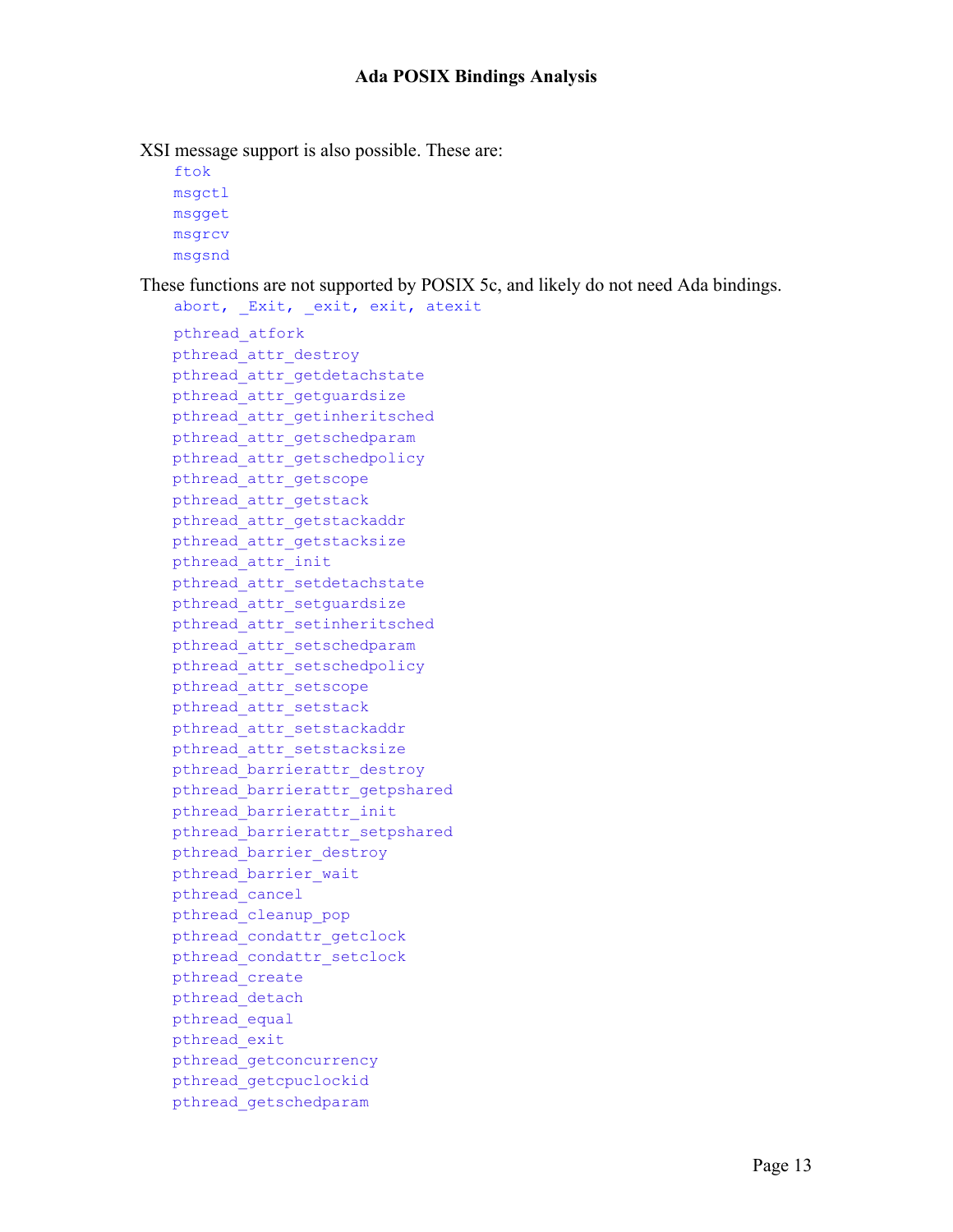XSI message support is also possible. These are:

```
ftok
msgctl
msgget
msgrcv
msgsnd
```

These functions are not supported by POSIX 5c, and likely do not need Ada bindings.

```
abort, _Exit, _exit, exit, atexit
```

```
pthread_atfork
pthread_attr_destroy
pthread_attr_getdetachstate
pthread_attr_getguardsize
pthread_attr_getinheritsched
pthread_attr_getschedparam
pthread_attr_getschedpolicy
pthread_attr_getscope
pthread_attr_getstack
pthread_attr_getstackaddr
pthread_attr_getstacksize
pthread_attr_init
pthread_attr_setdetachstate
pthread_attr_setguardsize
pthread_attr_setinheritsched
pthread_attr_setschedparam
pthread_attr_setschedpolicy
pthread_attr_setscope
pthread_attr_setstack
pthread_attr_setstackaddr
pthread_attr_setstacksize
pthread_barrierattr_destroy
pthread_barrierattr_getpshared
pthread_barrierattr_init
pthread_barrierattr_setpshared
pthread_barrier_destroy
pthread_barrier_wait
pthread_cancel
pthread_cleanup_pop
pthread_condattr_getclock
pthread_condattr_setclock
pthread_create
pthread_detach
pthread_equal
pthread_exit
pthread_getconcurrency
pthread_getcpuclockid
pthread_getschedparam
```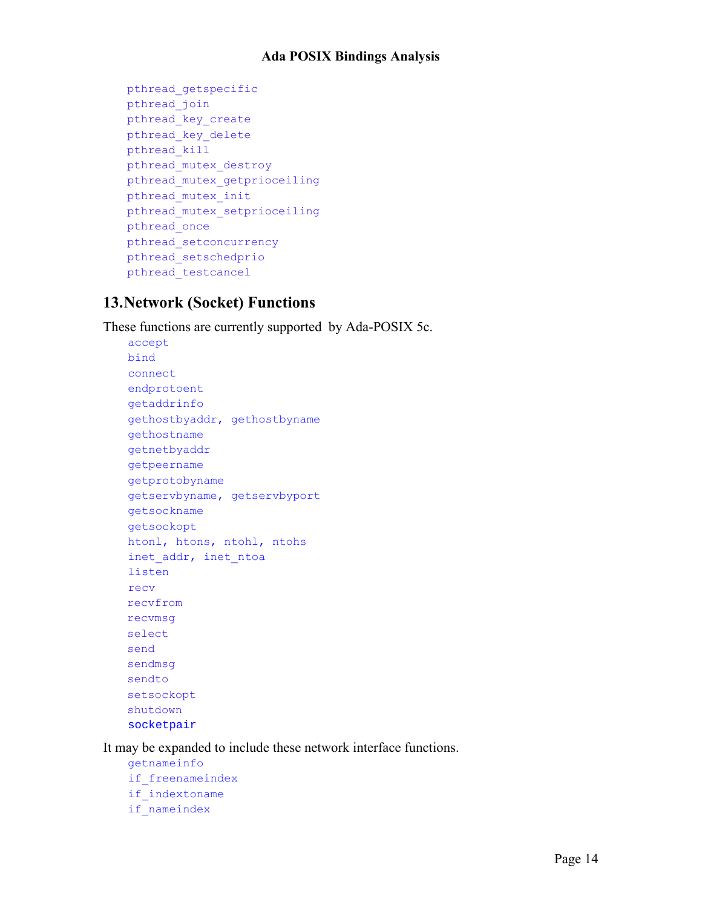```
pthread_getspecific
pthread_join
pthread_key_create
pthread_key_delete
pthread_kill
pthread_mutex_destroy
pthread_mutex_getprioceiling
pthread_mutex_init
pthread_mutex_setprioceiling
pthread_once
pthread_setconcurrency
pthread_setschedprio
pthread_testcancel
```

## 13. Network (Socket) Functions

These functions are currently supported by Ada-POSIX 5c.

```
accept
bind
connect
endprotoent
getaddrinfo
gethostbyaddr, gethostbyname
gethostname
getnetbyaddr
getpeername
getprotobyname
getservbyname, getservbyport
getsockname
getsockopt
htonl, htons, ntohl, ntohs
inet_addr, inet_ntoa
listen
recv
recvfrom
recvmsg
select
send
sendmsg
sendto
setsockopt
shutdown
socketpair
```

It may be expanded to include these network interface functions.

```
getnameinfo
if_freenameindex
if_indextoname
if_nameindex
```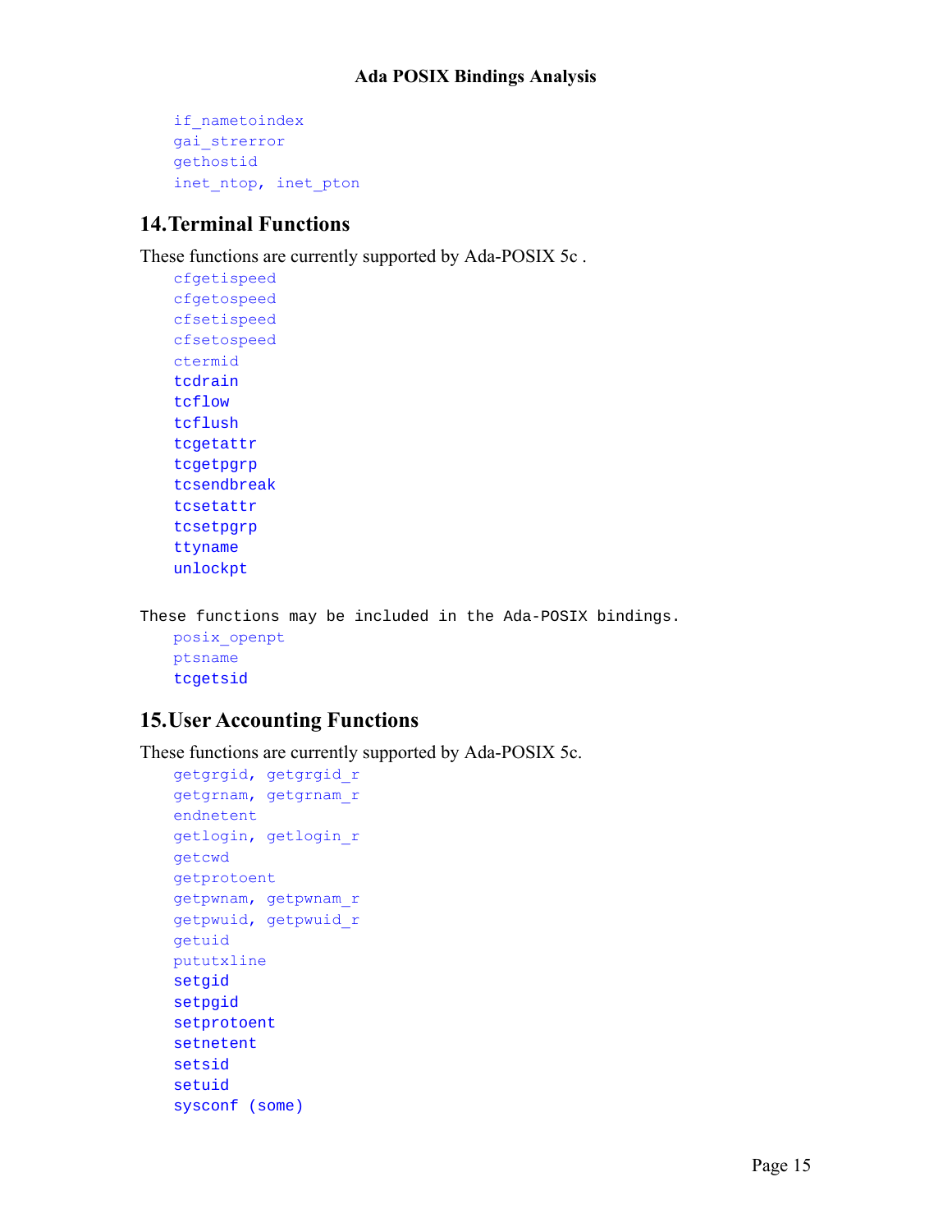```
if_nametoindex
gai_strerror
gethostid
inet_ntop, inet_pton
```

## 14. Terminal Functions

These functions are currently supported by Ada-POSIX 5c .

```
cfgetispeed
cfgetospeed
cfsetispeed
cfsetospeed
ctermid
tcdrain
tcflow
tcflush
tcgetattr
tcgetpgrp
tcsendbreak
tcsetattr
tcsetpgrp
ttyname
unlockpt
```

These functions may be included in the Ada-POSIX bindings.

```
posix_openpt
ptsname
tcgetsid
```

## 15. User Accounting Functions

These functions are currently supported by Ada-POSIX 5c.

```
getgrgid, getgrgid_r
getgrnam, getgrnam_r
endnetent
getlogin, getlogin_r
getcwd
getprotoent
getpwnam, getpwnam_r
getpwuid, getpwuid_r
getuid
pututxline
setgid
setpgid
setprotoent
setnetent
setsid
setuid
sysconf (some)
```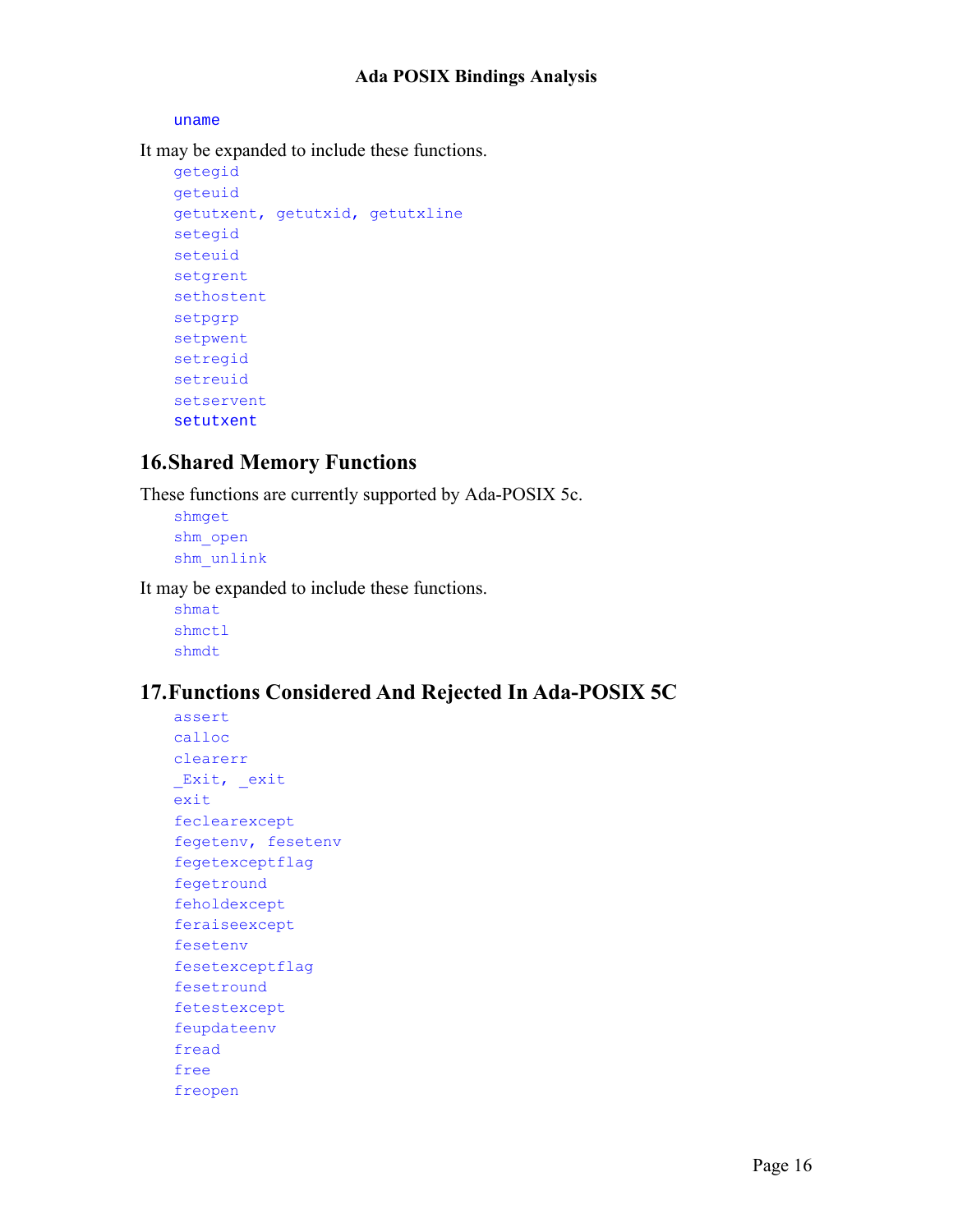uname

It may be expanded to include these functions.

```
getegid
geteuid
getutxent, getutxid, getutxline
setegid
seteuid
setgrent
sethostent
setpgrp
setpwent
setregid
setreuid
setservent
setutxent
```

## 16.Shared Memory Functions

These functions are currently supported by Ada-POSIX 5c.

```
shmget
shm_open
shm_unlink
```

It may be expanded to include these functions.

```
shmat
shmctl
shmdt
```

## 17.Functions Considered And Rejected In Ada-POSIX 5C

```
assert
calloc
clearerr
_Exit, _exit
exit
feclearexcept
fegetenv, fesetenv
fegetexceptflag
fegetround
feholdexcept
feraiseexcept
fesetenv
fesetexceptflag
fesetround
fetestexcept
feupdateenv
fread
free
freopen
```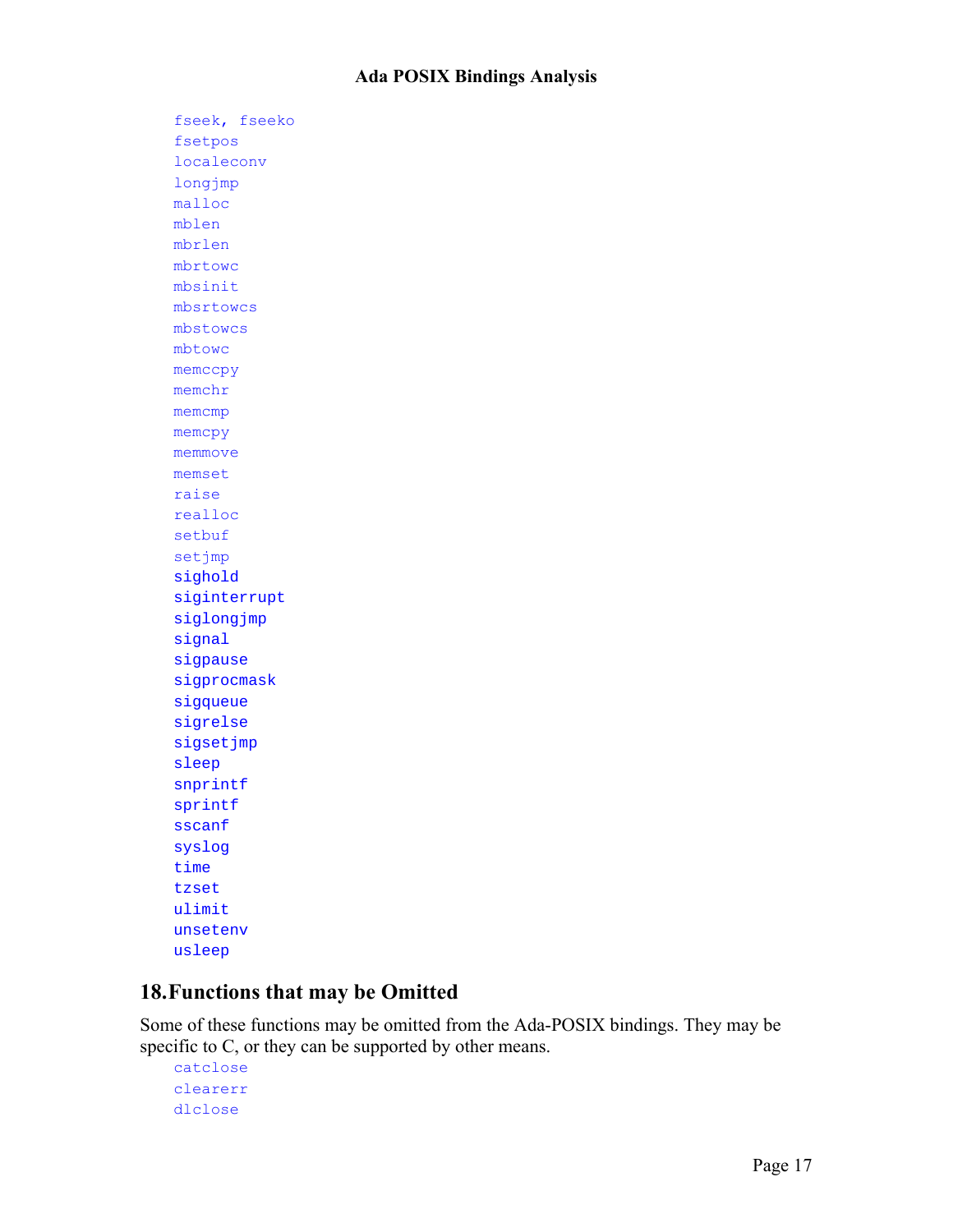- fseek, fseeko
- fsetpos
- localeconv
- longjmp
- malloc
- mblen
- mbrlen
- mbrtowc
- mbsinit
- mbsrtowcs
- mbstowcs
- mbtowc
- memccpy
- memchr
- memcmp
- memcpy
- memmove
- memset
- raise
- realloc
- setbuf
- setjmp
- sighold
- siginterrupt
- siglongjmp
- signal
- sigpause
- sigprocmask
- sigqueue
- sigrelse
- sigsetjmp
- sleep
- snprintf
- sprintf
- sscanf
- syslog
- time
- tzset
- ulimit
- unsetenv
- usleep

## 18. Functions that may be Omitted

Some of these functions may be omitted from the Ada-POSIX bindings. They may be specific to C, or they can be supported by other means.

- catclose
- clearerr
- dlclose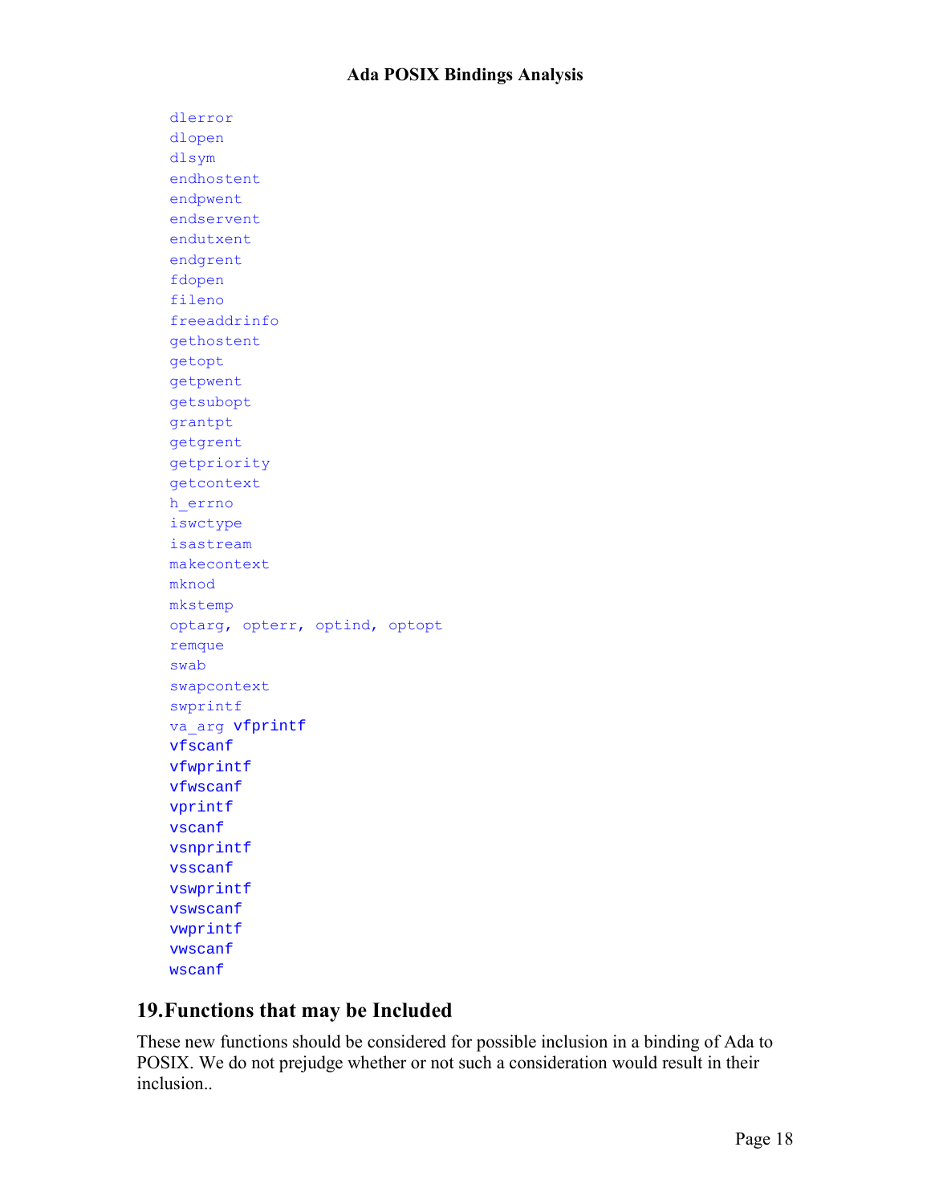dlerror  
dlopen  
dlsym  
endhostent  
endpwent  
endservent  
endutxent  
endgrent  
fdopen  
fileno  
freeaddrinfo  
gethostent  
getopt  
getpwent  
getsubopt  
grantpt  
getgrent  
getpriority  
getcontext  
h_errno  
iswctype  
isastream  
makecontext  
mknod  
mkstemp  
optarg, opterr, optind, optopt  
remque  
swab  
swapcontext  
swprintf  
va_arg vfprintf  
vfscanf  
vfwprintf  
vfwscanf  
vprintf  
vscanf  
vsnprintf  
vsscanf  
vswprintf  
vswscanf  
vwprintf  
vwscanf  
wscanf

## 19. Functions that may be Included

These new functions should be considered for possible inclusion in a binding of Ada to POSIX. We do not prejudge whether or not such a consideration would result in their inclusion..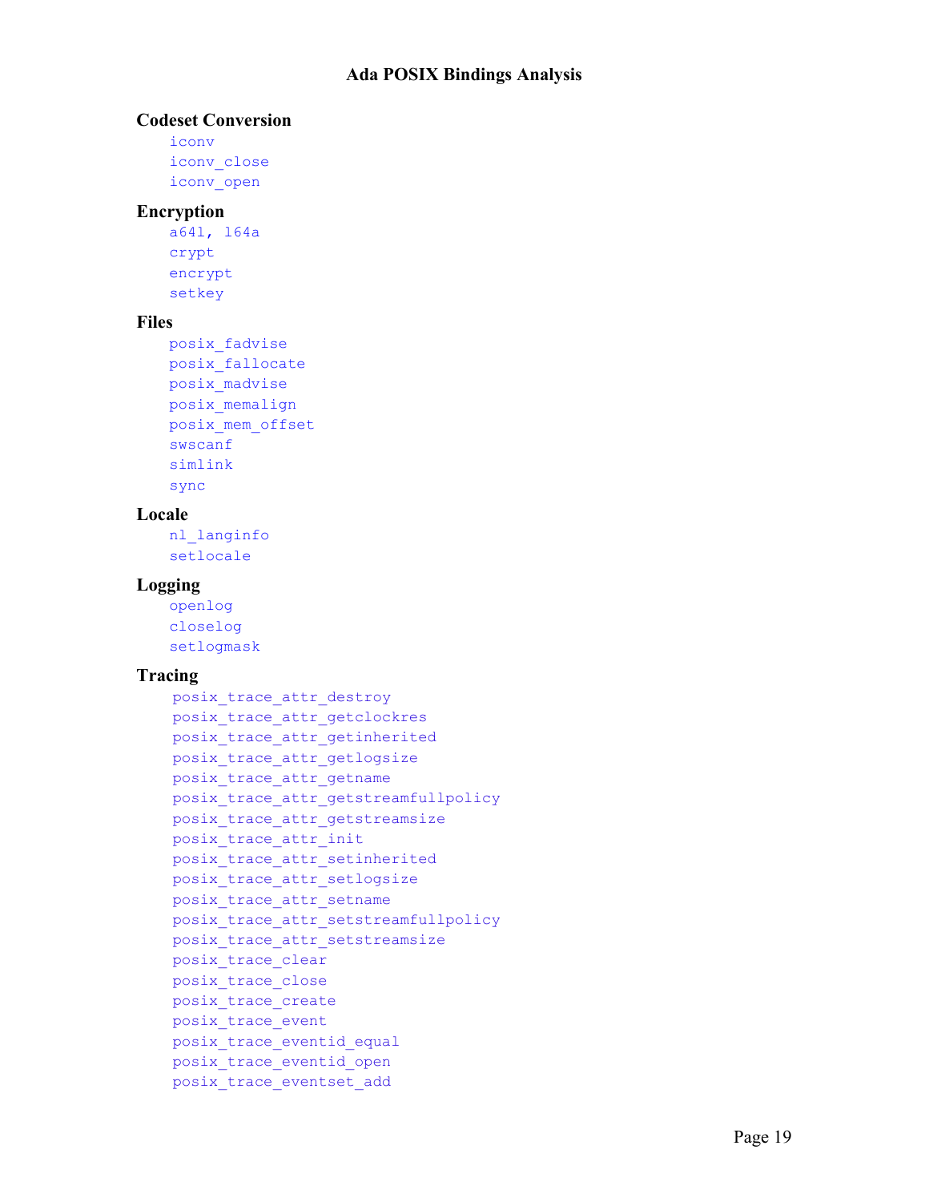### Codeset Conversion

- `iconv`
- `iconv_close`
- `iconv_open`

### Encryption

- `a64l, l64a`
- `crypt`
- `encrypt`
- `setkey`

### Files

- `posix_fadvise`
- `posix_fallocate`
- `posix_madvise`
- `posix_memalign`
- `posix_mem_offset`
- `swscanf`
- `simlink`
- `sync`

### Locale

- `nl_langinfo`
- `setlocale`

### Logging

- `openlog`
- `closelog`
- `setlogmask`

### Tracing

- `posix_trace_attr_destroy`
- `posix_trace_attr_getclockres`
- `posix_trace_attr_getinherited`
- `posix_trace_attr_getlogsize`
- `posix_trace_attr_getname`
- `posix_trace_attr_getstreamfullpolicy`
- `posix_trace_attr_getstreamsize`
- `posix_trace_attr_init`
- `posix_trace_attr_setinherited`
- `posix_trace_attr_setlogsize`
- `posix_trace_attr_setname`
- `posix_trace_attr_setstreamfullpolicy`
- `posix_trace_attr_setstreamsize`
- `posix_trace_clear`
- `posix_trace_close`
- `posix_trace_create`
- `posix_trace_event`
- `posix_trace_eventid_equal`
- `posix_trace_eventid_open`
- `posix_trace_eventset_add`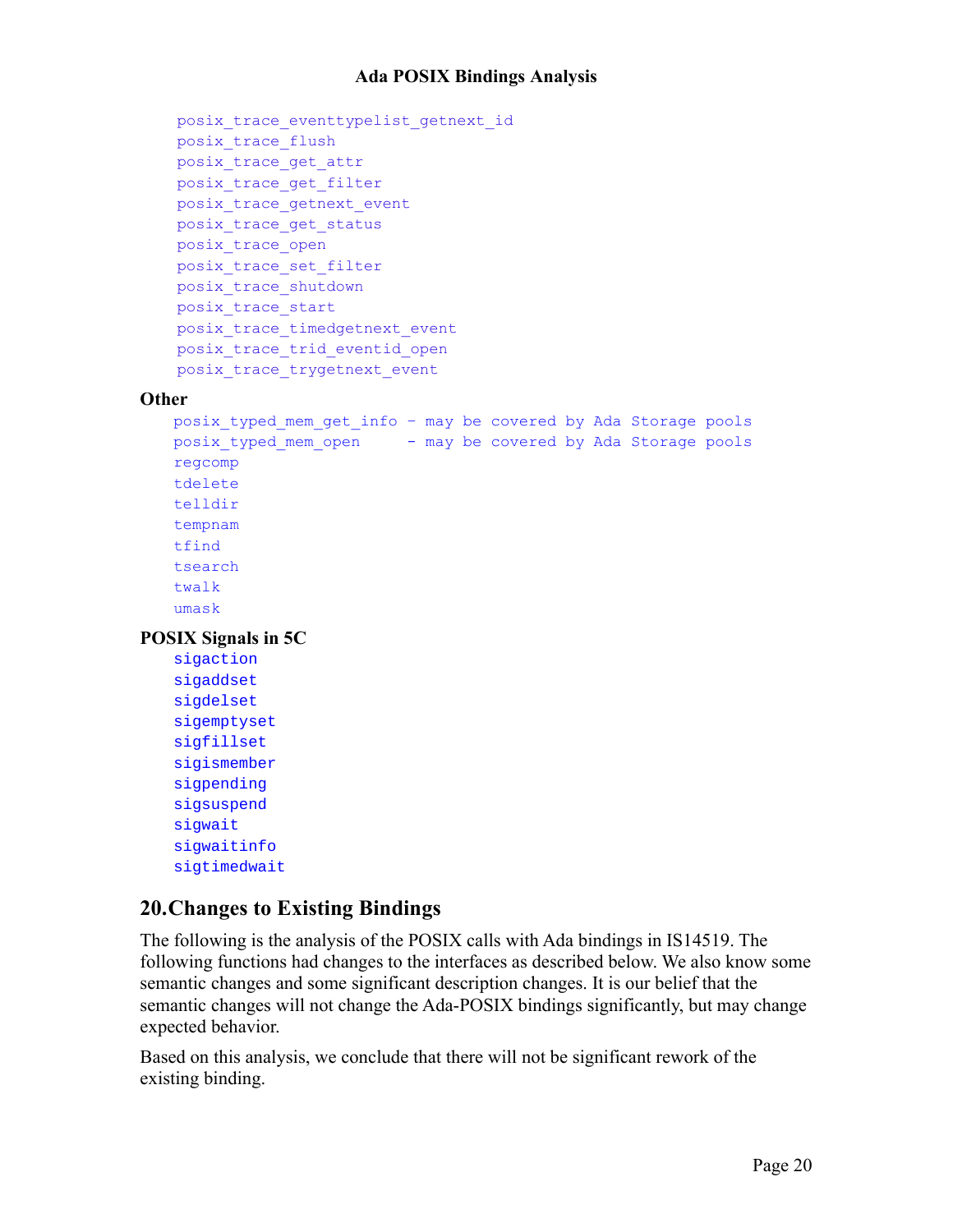```
posix_trace_eventtypelist_getnext_id
posix_trace_flush
posix_trace_get_attr
posix_trace_get_filter
posix_trace_getnext_event
posix_trace_get_status
posix_trace_open
posix_trace_set_filter
posix_trace_shutdown
posix_trace_start
posix_trace_timedgetnext_event
posix_trace_trid_eventid_open
posix_trace_trygetnext_event
```

**Other**

```
posix_typed_mem_get_info - may be covered by Ada Storage pools
posix_typed_mem_open     - may be covered by Ada Storage pools
regcomp
tdelete
telldir
tempnam
tfind
tsearch
twalk
umask
```

**POSIX Signals in 5C**

```
sigaction
sigaddset
sigdelset
sigemptyset
sigfillset
sigismember
sigpending
sigsuspend
sigwait
sigwaitinfo
sigtimedwait
```

## 20. Changes to Existing Bindings

The following is the analysis of the POSIX calls with Ada bindings in IS14519. The following functions had changes to the interfaces as described below. We also know some semantic changes and some significant description changes. It is our belief that the semantic changes will not change the Ada-POSIX bindings significantly, but may change expected behavior.

Based on this analysis, we conclude that there will not be significant rework of the existing binding.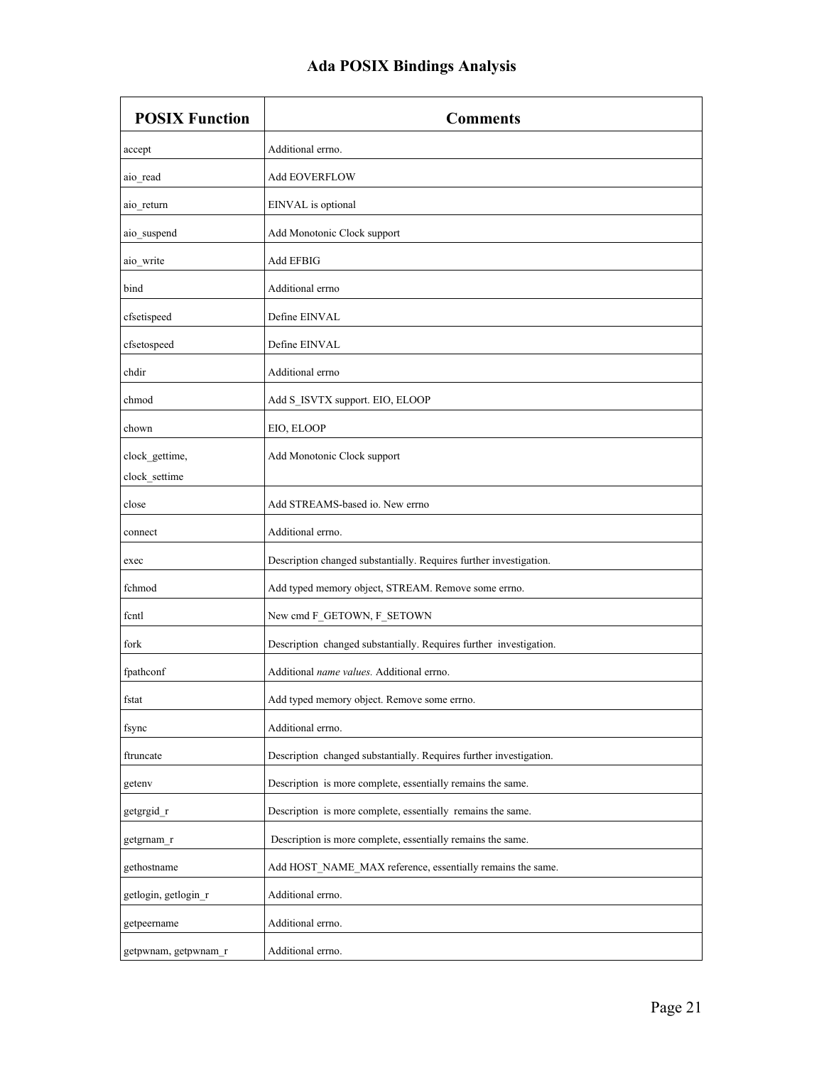| POSIX Function | Comments |
|---|---|
| accept | Additional errno. |
| aio_read | Add EOVERFLOW |
| aio_return | EINVAL is optional |
| aio_suspend | Add Monotonic Clock support |
| aio_write | Add EFBIG |
| bind | Additional errno |
| cfsetispeed | Define EINVAL |
| cfsetospeed | Define EINVAL |
| chdir | Additional errno |
| chmod | Add S_ISVTX support. EIO, ELOOP |
| chown | EIO, ELOOP |
| clock_gettime, clock_settime | Add Monotonic Clock support |
| close | Add STREAMS-based io. New errno |
| connect | Additional errno. |
| exec | Description changed substantially. Requires further investigation. |
| fchmod | Add typed memory object, STREAM. Remove some errno. |
| fcntl | New cmd F_GETOWN, F_SETOWN |
| fork | Description changed substantially. Requires further investigation. |
| fpathconf | Additional *name values.* Additional errno. |
| fstat | Add typed memory object. Remove some errno. |
| fsync | Additional errno. |
| ftruncate | Description changed substantially. Requires further investigation. |
| getenv | Description is more complete, essentially remains the same. |
| getgrgid_r | Description is more complete, essentially remains the same. |
| getgrnam_r | Description is more complete, essentially remains the same. |
| gethostname | Add HOST_NAME_MAX reference, essentially remains the same. |
| getlogin, getlogin_r | Additional errno. |
| getpeername | Additional errno. |
| getpwnam, getpwnam_r | Additional errno. |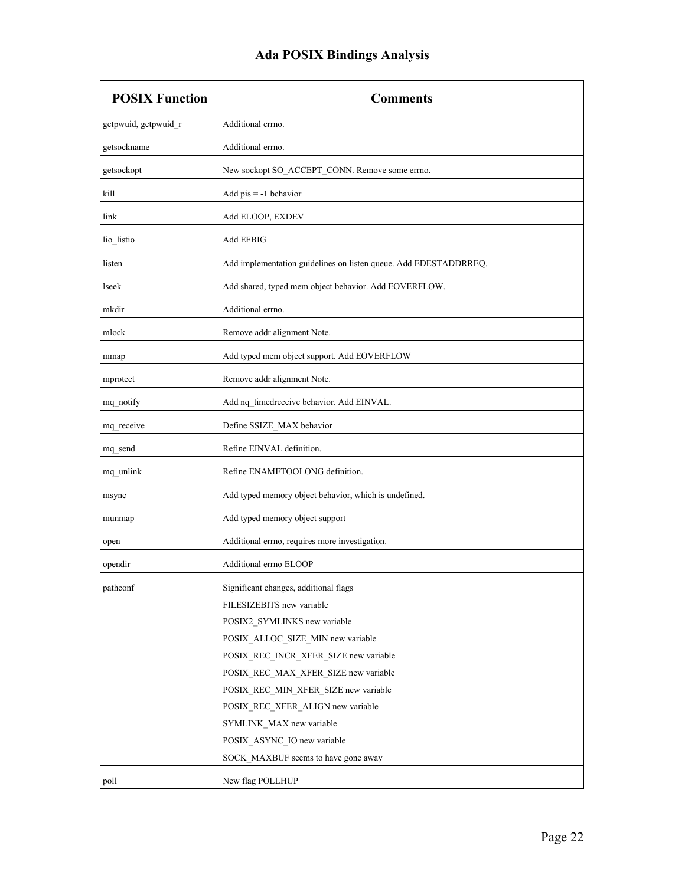# Ada POSIX Bindings Analysis

| POSIX Function | Comments |
|---|---|
| getpwuid, getpwuid_r | Additional errno. |
| getsockname | Additional errno. |
| getsockopt | New sockopt SO_ACCEPT_CONN. Remove some errno. |
| kill | Add pis = -1 behavior |
| link | Add ELOOP, EXDEV |
| lio_listio | Add EFBIG |
| listen | Add implementation guidelines on listen queue. Add EDESTADDRREQ. |
| lseek | Add shared, typed mem object behavior. Add EOVERFLOW. |
| mkdir | Additional errno. |
| mlock | Remove addr alignment Note. |
| mmap | Add typed mem object support. Add EOVERFLOW |
| mprotect | Remove addr alignment Note. |
| mq_notify | Add nq_timedreceive behavior. Add EINVAL. |
| mq_receive | Define SSIZE_MAX behavior |
| mq_send | Refine EINVAL definition. |
| mq_unlink | Refine ENAMETOOLONG definition. |
| msync | Add typed memory object behavior, which is undefined. |
| munmap | Add typed memory object support |
| open | Additional errno, requires more investigation. |
| opendir | Additional errno ELOOP |
| pathconf | Significant changes, additional flags<br>FILESIZEBITS new variable<br>POSIX2_SYMLINKS new variable<br>POSIX_ALLOC_SIZE_MIN new variable<br>POSIX_REC_INCR_XFER_SIZE new variable<br>POSIX_REC_MAX_XFER_SIZE new variable<br>POSIX_REC_MIN_XFER_SIZE new variable<br>POSIX_REC_XFER_ALIGN new variable<br>SYMLINK_MAX new variable<br>POSIX_ASYNC_IO new variable<br>SOCK_MAXBUF seems to have gone away |
| poll | New flag POLLHUP |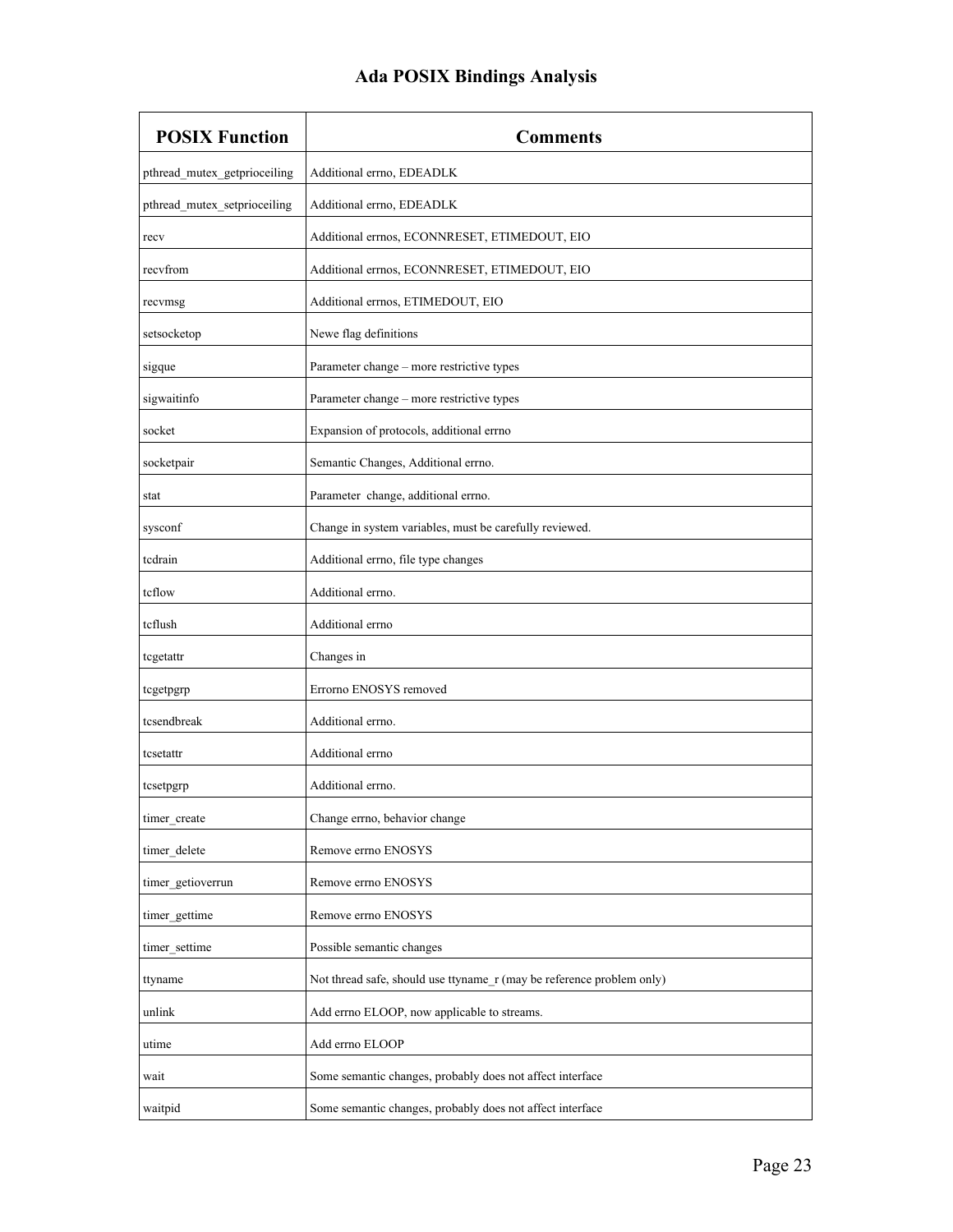| POSIX Function | Comments |
|---|---|
| pthread_mutex_getprioceiling | Additional errno, EDEADLK |
| pthread_mutex_setprioceiling | Additional errno, EDEADLK |
| recv | Additional errnos, ECONNRESET, ETIMEDOUT, EIO |
| recvfrom | Additional errnos, ECONNRESET, ETIMEDOUT, EIO |
| recvmsg | Additional errnos, ETIMEDOUT, EIO |
| setsocketop | Newe flag definitions |
| sigque | Parameter change – more restrictive types |
| sigwaitinfo | Parameter change – more restrictive types |
| socket | Expansion of protocols, additional errno |
| socketpair | Semantic Changes, Additional errno. |
| stat | Parameter change, additional errno. |
| sysconf | Change in system variables, must be carefully reviewed. |
| tcdrain | Additional errno, file type changes |
| tcflow | Additional errno. |
| tcflush | Additional errno |
| tcgetattr | Changes in |
| tcgetpgrp | Errorno ENOSYS removed |
| tcsendbreak | Additional errno. |
| tcsetattr | Additional errno |
| tcsetpgrp | Additional errno. |
| timer_create | Change errno, behavior change |
| timer_delete | Remove errno ENOSYS |
| timer_getioverrun | Remove errno ENOSYS |
| timer_gettime | Remove errno ENOSYS |
| timer_settime | Possible semantic changes |
| ttyname | Not thread safe, should use ttyname_r (may be reference problem only) |
| unlink | Add errno ELOOP, now applicable to streams. |
| utime | Add errno ELOOP |
| wait | Some semantic changes, probably does not affect interface |
| waitpid | Some semantic changes, probably does not affect interface |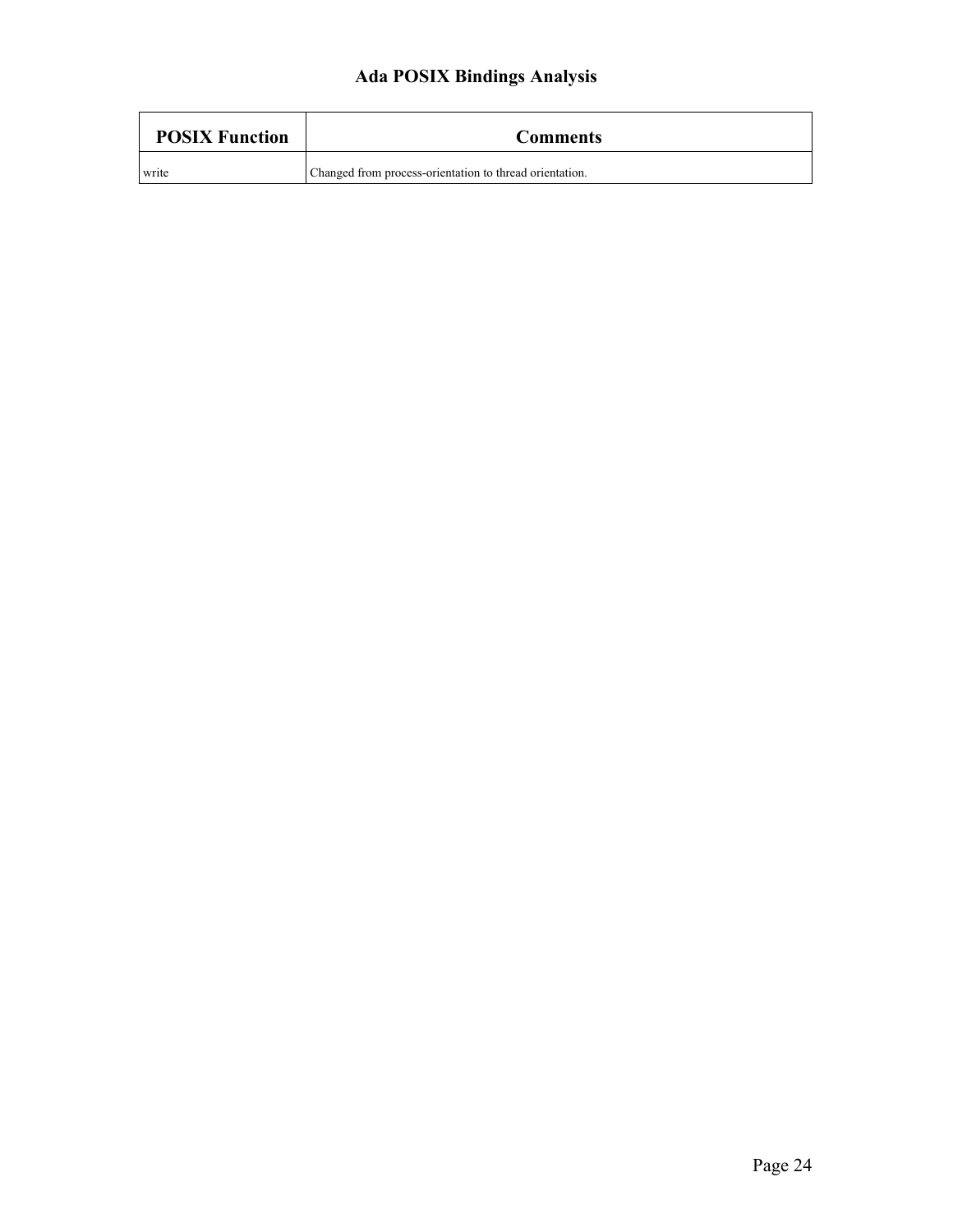| POSIX Function | Comments |
| --- | --- |
| write | Changed from process-orientation to thread orientation. |